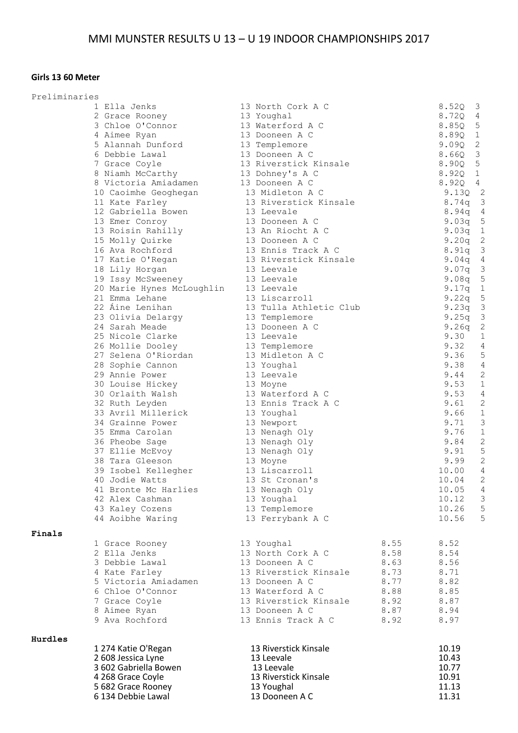# MMI MUNSTER RESULTS U 13 – U 19 INDOOR CHAMPIONSHIPS 2017

## Girls 13 60 Meter

### Preliminaries

| Place | Name | Age | Club | Time | Heat |
|---|---|---|---|---|---|
| 1 | Ella Jenks | 13 | North Cork A C | 8.52Q | 3 |
| 2 | Grace Rooney | 13 | Youghal | 8.72Q | 4 |
| 3 | Chloe O'Connor | 13 | Waterford A C | 8.85Q | 5 |
| 4 | Aimee Ryan | 13 | Dooneen A C | 8.89Q | 1 |
| 5 | Alannah Dunford | 13 | Templemore | 9.09Q | 2 |
| 6 | Debbie Lawal | 13 | Dooneen A C | 8.66Q | 3 |
| 7 | Grace Coyle | 13 | Riverstick Kinsale | 8.90Q | 5 |
| 8 | Niamh McCarthy | 13 | Dohney's A C | 8.92Q | 1 |
| 8 | Victoria Amiadamen | 13 | Dooneen A C | 8.92Q | 4 |
| 10 | Caoimhe Geoghegan | 13 | Midleton A C | 9.13Q | 2 |
| 11 | Kate Farley | 13 | Riverstick Kinsale | 8.74q | 3 |
| 12 | Gabriella Bowen | 13 | Leevale | 8.94q | 4 |
| 13 | Emer Conroy | 13 | Dooneen A C | 9.03q | 5 |
| 13 | Roisin Rahilly | 13 | An Riocht A C | 9.03q | 1 |
| 15 | Molly Quirke | 13 | Dooneen A C | 9.20q | 2 |
| 16 | Ava Rochford | 13 | Ennis Track A C | 8.91q | 3 |
| 17 | Katie O'Regan | 13 | Riverstick Kinsale | 9.04q | 4 |
| 18 | Lily Horgan | 13 | Leevale | 9.07q | 3 |
| 19 | Issy McSweeney | 13 | Leevale | 9.08q | 5 |
| 20 | Marie Hynes McLoughlin | 13 | Leevale | 9.17q | 1 |
| 21 | Emma Lehane | 13 | Liscarroll | 9.22q | 5 |
| 22 | Áine Lenihan | 13 | Tulla Athletic Club | 9.23q | 3 |
| 23 | Olivia Delargy | 13 | Templemore | 9.25q | 3 |
| 24 | Sarah Meade | 13 | Dooneen A C | 9.26q | 2 |
| 25 | Nicole Clarke | 13 | Leevale | 9.30 | 1 |
| 26 | Mollie Dooley | 13 | Templemore | 9.32 | 4 |
| 27 | Selena O'Riordan | 13 | Midleton A C | 9.36 | 5 |
| 28 | Sophie Cannon | 13 | Youghal | 9.38 | 4 |
| 29 | Annie Power | 13 | Leevale | 9.44 | 2 |
| 30 | Louise Hickey | 13 | Moyne | 9.53 | 1 |
| 30 | Orlaith Walsh | 13 | Waterford A C | 9.53 | 4 |
| 32 | Ruth Leyden | 13 | Ennis Track A C | 9.61 | 2 |
| 33 | Avril Millerick | 13 | Youghal | 9.66 | 1 |
| 34 | Grainne Power | 13 | Newport | 9.71 | 3 |
| 35 | Emma Carolan | 13 | Nenagh Oly | 9.76 | 1 |
| 36 | Pheobe Sage | 13 | Nenagh Oly | 9.84 | 2 |
| 37 | Ellie McEvoy | 13 | Nenagh Oly | 9.91 | 5 |
| 38 | Tara Gleeson | 13 | Moyne | 9.99 | 2 |
| 39 | Isobel Kellegher | 13 | Liscarroll | 10.00 | 4 |
| 40 | Jodie Watts | 13 | St Cronan's | 10.04 | 2 |
| 41 | Bronte Mc Harlies | 13 | Nenagh Oly | 10.05 | 4 |
| 42 | Alex Cashman | 13 | Youghal | 10.12 | 3 |
| 43 | Kaley Cozens | 13 | Templemore | 10.26 | 5 |
| 44 | Aoibhe Waring | 13 | Ferrybank A C | 10.56 | 5 |

### Finals

| Place | Name | Age | Club | Prelim | Final |
|---|---|---|---|---|---|
| 1 | Grace Rooney | 13 | Youghal | 8.55 | 8.52 |
| 2 | Ella Jenks | 13 | North Cork A C | 8.58 | 8.54 |
| 3 | Debbie Lawal | 13 | Dooneen A C | 8.63 | 8.56 |
| 4 | Kate Farley | 13 | Riverstick Kinsale | 8.73 | 8.71 |
| 5 | Victoria Amiadamen | 13 | Dooneen A C | 8.77 | 8.82 |
| 6 | Chloe O'Connor | 13 | Waterford A C | 8.88 | 8.85 |
| 7 | Grace Coyle | 13 | Riverstick Kinsale | 8.92 | 8.87 |
| 8 | Aimee Ryan | 13 | Dooneen A C | 8.87 | 8.94 |
| 9 | Ava Rochford | 13 | Ennis Track A C | 8.92 | 8.97 |

### Hurdles

| Place | No. | Name | Age | Club | Time |
|---|---|---|---|---|---|
| 1 | 274 | Katie O'Regan | 13 | Riverstick Kinsale | 10.19 |
| 2 | 608 | Jessica Lyne | 13 | Leevale | 10.43 |
| 3 | 602 | Gabriella Bowen | 13 | Leevale | 10.77 |
| 4 | 268 | Grace Coyle | 13 | Riverstick Kinsale | 10.91 |
| 5 | 682 | Grace Rooney | 13 | Youghal | 11.13 |
| 6 | 134 | Debbie Lawal | 13 | Dooneen A C | 11.31 |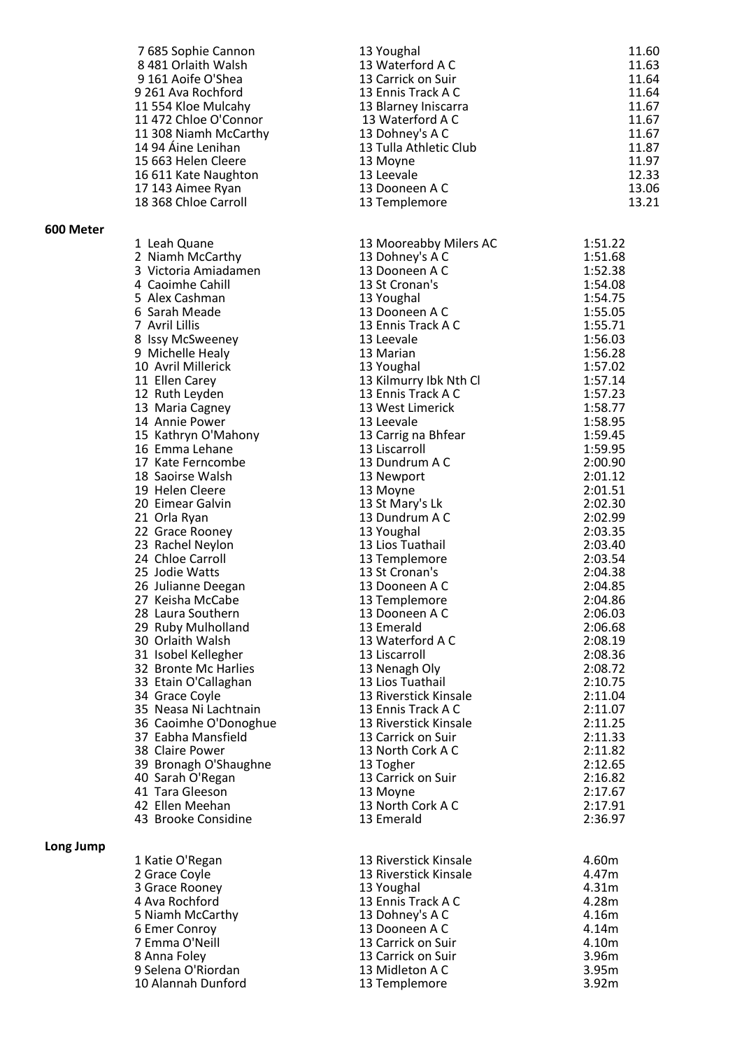| | | |
|---|---|---|
| 7 685 Sophie Cannon | 13 Youghal | 11.60 |
| 8 481 Orlaith Walsh | 13 Waterford A C | 11.63 |
| 9 161 Aoife O'Shea | 13 Carrick on Suir | 11.64 |
| 9 261 Ava Rochford | 13 Ennis Track A C | 11.64 |
| 11 554 Kloe Mulcahy | 13 Blarney Iniscarra | 11.67 |
| 11 472 Chloe O'Connor | 13 Waterford A C | 11.67 |
| 11 308 Niamh McCarthy | 13 Dohney's A C | 11.67 |
| 14 94 Áine Lenihan | 13 Tulla Athletic Club | 11.87 |
| 15 663 Helen Cleere | 13 Moyne | 11.97 |
| 16 611 Kate Naughton | 13 Leevale | 12.33 |
| 17 143 Aimee Ryan | 13 Dooneen A C | 13.06 |
| 18 368 Chloe Carroll | 13 Templemore | 13.21 |

**600 Meter**

| | | |
|---|---|---|
| 1 Leah Quane | 13 Mooreabby Milers AC | 1:51.22 |
| 2 Niamh McCarthy | 13 Dohney's A C | 1:51.68 |
| 3 Victoria Amiadamen | 13 Dooneen A C | 1:52.38 |
| 4 Caoimhe Cahill | 13 St Cronan's | 1:54.08 |
| 5 Alex Cashman | 13 Youghal | 1:54.75 |
| 6 Sarah Meade | 13 Dooneen A C | 1:55.05 |
| 7 Avril Lillis | 13 Ennis Track A C | 1:55.71 |
| 8 Issy McSweeney | 13 Leevale | 1:56.03 |
| 9 Michelle Healy | 13 Marian | 1:56.28 |
| 10 Avril Millerick | 13 Youghal | 1:57.02 |
| 11 Ellen Carey | 13 Kilmurry Ibk Nth Cl | 1:57.14 |
| 12 Ruth Leyden | 13 Ennis Track A C | 1:57.23 |
| 13 Maria Cagney | 13 West Limerick | 1:58.77 |
| 14 Annie Power | 13 Leevale | 1:58.95 |
| 15 Kathryn O'Mahony | 13 Carrig na Bhfear | 1:59.45 |
| 16 Emma Lehane | 13 Liscarroll | 1:59.95 |
| 17 Kate Ferncombe | 13 Dundrum A C | 2:00.90 |
| 18 Saoirse Walsh | 13 Newport | 2:01.12 |
| 19 Helen Cleere | 13 Moyne | 2:01.51 |
| 20 Eimear Galvin | 13 St Mary's Lk | 2:02.30 |
| 21 Orla Ryan | 13 Dundrum A C | 2:02.99 |
| 22 Grace Rooney | 13 Youghal | 2:03.35 |
| 23 Rachel Neylon | 13 Lios Tuathail | 2:03.40 |
| 24 Chloe Carroll | 13 Templemore | 2:03.54 |
| 25 Jodie Watts | 13 St Cronan's | 2:04.38 |
| 26 Julianne Deegan | 13 Dooneen A C | 2:04.85 |
| 27 Keisha McCabe | 13 Templemore | 2:04.86 |
| 28 Laura Southern | 13 Dooneen A C | 2:06.03 |
| 29 Ruby Mulholland | 13 Emerald | 2:06.68 |
| 30 Orlaith Walsh | 13 Waterford A C | 2:08.19 |
| 31 Isobel Kellegher | 13 Liscarroll | 2:08.36 |
| 32 Bronte Mc Harlies | 13 Nenagh Oly | 2:08.72 |
| 33 Etain O'Callaghan | 13 Lios Tuathail | 2:10.75 |
| 34 Grace Coyle | 13 Riverstick Kinsale | 2:11.04 |
| 35 Neasa Ni Lachtnain | 13 Ennis Track A C | 2:11.07 |
| 36 Caoimhe O'Donoghue | 13 Riverstick Kinsale | 2:11.25 |
| 37 Eabha Mansfield | 13 Carrick on Suir | 2:11.33 |
| 38 Claire Power | 13 North Cork A C | 2:11.82 |
| 39 Bronagh O'Shaughne | 13 Togher | 2:12.65 |
| 40 Sarah O'Regan | 13 Carrick on Suir | 2:16.82 |
| 41 Tara Gleeson | 13 Moyne | 2:17.67 |
| 42 Ellen Meehan | 13 North Cork A C | 2:17.91 |
| 43 Brooke Considine | 13 Emerald | 2:36.97 |

**Long Jump**

| | | |
|---|---|---|
| 1 Katie O'Regan | 13 Riverstick Kinsale | 4.60m |
| 2 Grace Coyle | 13 Riverstick Kinsale | 4.47m |
| 3 Grace Rooney | 13 Youghal | 4.31m |
| 4 Ava Rochford | 13 Ennis Track A C | 4.28m |
| 5 Niamh McCarthy | 13 Dohney's A C | 4.16m |
| 6 Emer Conroy | 13 Dooneen A C | 4.14m |
| 7 Emma O'Neill | 13 Carrick on Suir | 4.10m |
| 8 Anna Foley | 13 Carrick on Suir | 3.96m |
| 9 Selena O'Riordan | 13 Midleton A C | 3.95m |
| 10 Alannah Dunford | 13 Templemore | 3.92m |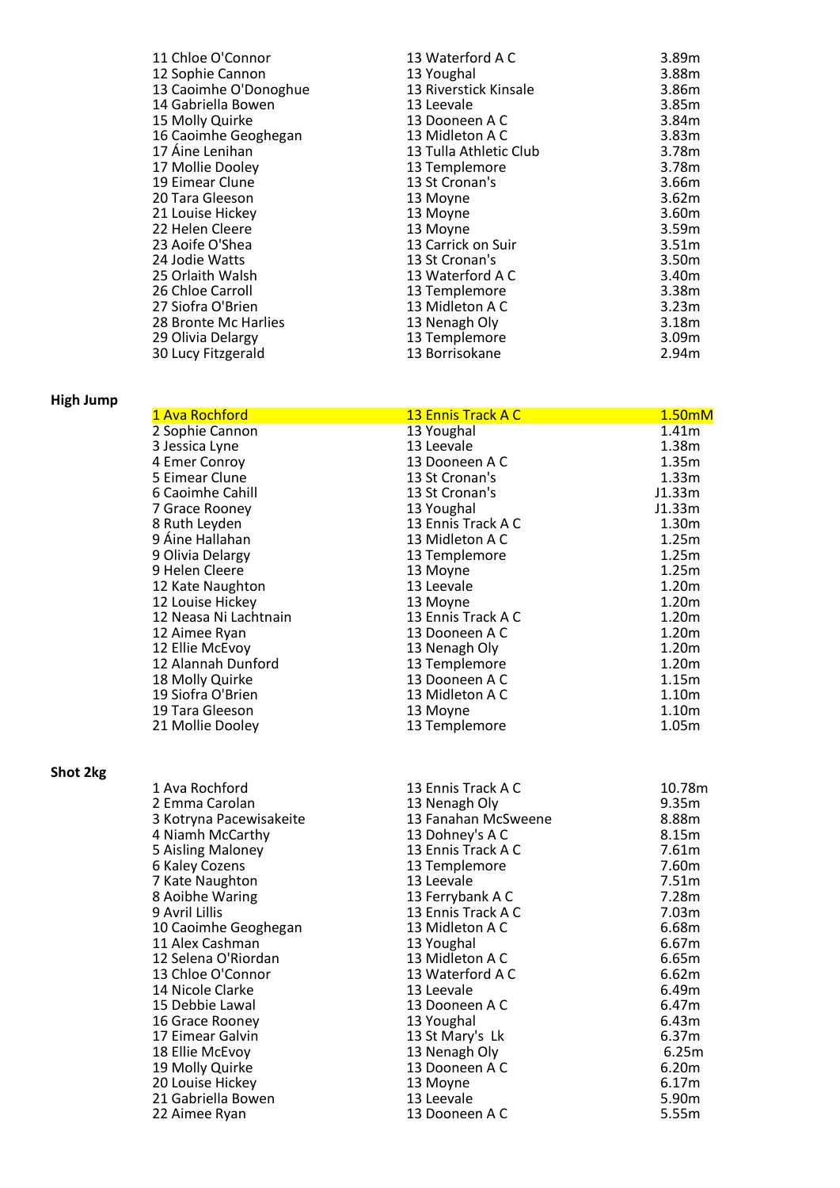| | | |
|---|---|---|
| 11 Chloe O'Connor | 13 Waterford A C | 3.89m |
| 12 Sophie Cannon | 13 Youghal | 3.88m |
| 13 Caoimhe O'Donoghue | 13 Riverstick Kinsale | 3.86m |
| 14 Gabriella Bowen | 13 Leevale | 3.85m |
| 15 Molly Quirke | 13 Dooneen A C | 3.84m |
| 16 Caoimhe Geoghegan | 13 Midleton A C | 3.83m |
| 17 Áine Lenihan | 13 Tulla Athletic Club | 3.78m |
| 17 Mollie Dooley | 13 Templemore | 3.78m |
| 19 Eimear Clune | 13 St Cronan's | 3.66m |
| 20 Tara Gleeson | 13 Moyne | 3.62m |
| 21 Louise Hickey | 13 Moyne | 3.60m |
| 22 Helen Cleere | 13 Moyne | 3.59m |
| 23 Aoife O'Shea | 13 Carrick on Suir | 3.51m |
| 24 Jodie Watts | 13 St Cronan's | 3.50m |
| 25 Orlaith Walsh | 13 Waterford A C | 3.40m |
| 26 Chloe Carroll | 13 Templemore | 3.38m |
| 27 Siofra O'Brien | 13 Midleton A C | 3.23m |
| 28 Bronte Mc Harlies | 13 Nenagh Oly | 3.18m |
| 29 Olivia Delargy | 13 Templemore | 3.09m |
| 30 Lucy Fitzgerald | 13 Borrisokane | 2.94m |

**High Jump**

| | | |
|---|---|---|
| 1 Ava Rochford | 13 Ennis Track A C | 1.50mM |
| 2 Sophie Cannon | 13 Youghal | 1.41m |
| 3 Jessica Lyne | 13 Leevale | 1.38m |
| 4 Emer Conroy | 13 Dooneen A C | 1.35m |
| 5 Eimear Clune | 13 St Cronan's | 1.33m |
| 6 Caoimhe Cahill | 13 St Cronan's | J1.33m |
| 7 Grace Rooney | 13 Youghal | J1.33m |
| 8 Ruth Leyden | 13 Ennis Track A C | 1.30m |
| 9 Áine Hallahan | 13 Midleton A C | 1.25m |
| 9 Olivia Delargy | 13 Templemore | 1.25m |
| 9 Helen Cleere | 13 Moyne | 1.25m |
| 12 Kate Naughton | 13 Leevale | 1.20m |
| 12 Louise Hickey | 13 Moyne | 1.20m |
| 12 Neasa Ni Lachtnain | 13 Ennis Track A C | 1.20m |
| 12 Aimee Ryan | 13 Dooneen A C | 1.20m |
| 12 Ellie McEvoy | 13 Nenagh Oly | 1.20m |
| 12 Alannah Dunford | 13 Templemore | 1.20m |
| 18 Molly Quirke | 13 Dooneen A C | 1.15m |
| 19 Siofra O'Brien | 13 Midleton A C | 1.10m |
| 19 Tara Gleeson | 13 Moyne | 1.10m |
| 21 Mollie Dooley | 13 Templemore | 1.05m |

**Shot 2kg**

| | | |
|---|---|---|
| 1 Ava Rochford | 13 Ennis Track A C | 10.78m |
| 2 Emma Carolan | 13 Nenagh Oly | 9.35m |
| 3 Kotryna Pacewisakeite | 13 Fanahan McSweene | 8.88m |
| 4 Niamh McCarthy | 13 Dohney's A C | 8.15m |
| 5 Aisling Maloney | 13 Ennis Track A C | 7.61m |
| 6 Kaley Cozens | 13 Templemore | 7.60m |
| 7 Kate Naughton | 13 Leevale | 7.51m |
| 8 Aoibhe Waring | 13 Ferrybank A C | 7.28m |
| 9 Avril Lillis | 13 Ennis Track A C | 7.03m |
| 10 Caoimhe Geoghegan | 13 Midleton A C | 6.68m |
| 11 Alex Cashman | 13 Youghal | 6.67m |
| 12 Selena O'Riordan | 13 Midleton A C | 6.65m |
| 13 Chloe O'Connor | 13 Waterford A C | 6.62m |
| 14 Nicole Clarke | 13 Leevale | 6.49m |
| 15 Debbie Lawal | 13 Dooneen A C | 6.47m |
| 16 Grace Rooney | 13 Youghal | 6.43m |
| 17 Eimear Galvin | 13 St Mary's Lk | 6.37m |
| 18 Ellie McEvoy | 13 Nenagh Oly | 6.25m |
| 19 Molly Quirke | 13 Dooneen A C | 6.20m |
| 20 Louise Hickey | 13 Moyne | 6.17m |
| 21 Gabriella Bowen | 13 Leevale | 5.90m |
| 22 Aimee Ryan | 13 Dooneen A C | 5.55m |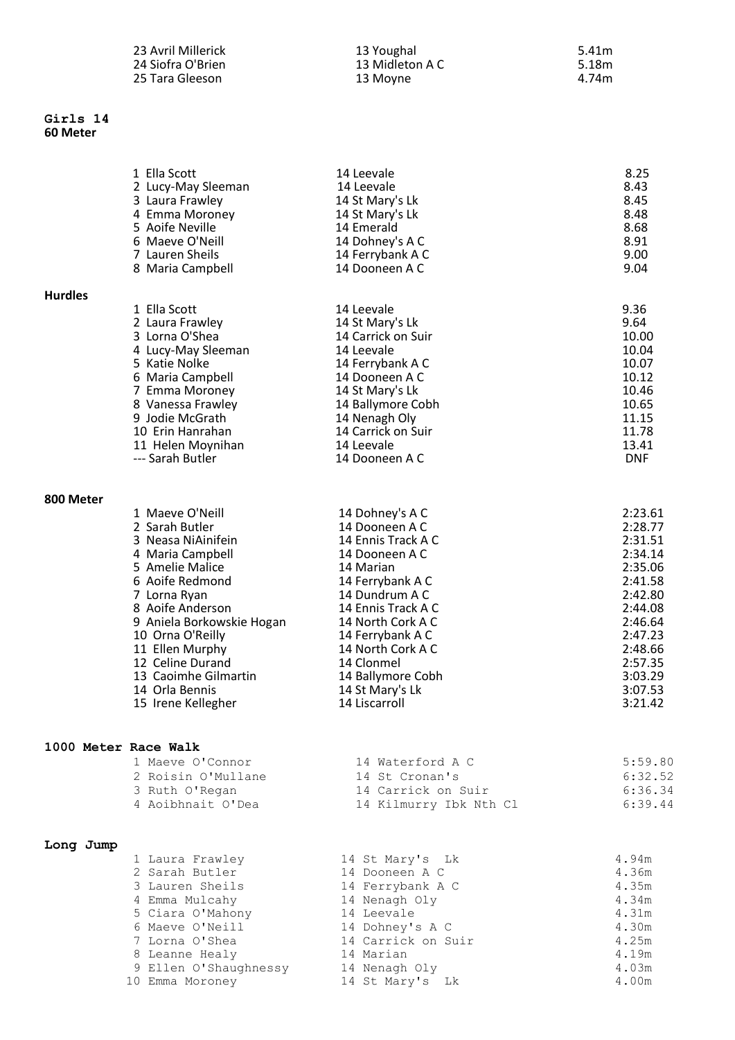| | | |
|---|---|---|
| 23 Avril Millerick | 13 Youghal | 5.41m |
| 24 Siofra O'Brien | 13 Midleton A C | 5.18m |
| 25 Tara Gleeson | 13 Moyne | 4.74m |

## Girls 14

### 60 Meter

| | | |
|---|---|---|
| 1 Ella Scott | 14 Leevale | 8.25 |
| 2 Lucy-May Sleeman | 14 Leevale | 8.43 |
| 3 Laura Frawley | 14 St Mary's Lk | 8.45 |
| 4 Emma Moroney | 14 St Mary's Lk | 8.48 |
| 5 Aoife Neville | 14 Emerald | 8.68 |
| 6 Maeve O'Neill | 14 Dohney's A C | 8.91 |
| 7 Lauren Sheils | 14 Ferrybank A C | 9.00 |
| 8 Maria Campbell | 14 Dooneen A C | 9.04 |

### Hurdles

| | | |
|---|---|---|
| 1 Ella Scott | 14 Leevale | 9.36 |
| 2 Laura Frawley | 14 St Mary's Lk | 9.64 |
| 3 Lorna O'Shea | 14 Carrick on Suir | 10.00 |
| 4 Lucy-May Sleeman | 14 Leevale | 10.04 |
| 5 Katie Nolke | 14 Ferrybank A C | 10.07 |
| 6 Maria Campbell | 14 Dooneen A C | 10.12 |
| 7 Emma Moroney | 14 St Mary's Lk | 10.46 |
| 8 Vanessa Frawley | 14 Ballymore Cobh | 10.65 |
| 9 Jodie McGrath | 14 Nenagh Oly | 11.15 |
| 10 Erin Hanrahan | 14 Carrick on Suir | 11.78 |
| 11 Helen Moynihan | 14 Leevale | 13.41 |
| --- Sarah Butler | 14 Dooneen A C | DNF |

### 800 Meter

| | | |
|---|---|---|
| 1 Maeve O'Neill | 14 Dohney's A C | 2:23.61 |
| 2 Sarah Butler | 14 Dooneen A C | 2:28.77 |
| 3 Neasa NiAinifein | 14 Ennis Track A C | 2:31.51 |
| 4 Maria Campbell | 14 Dooneen A C | 2:34.14 |
| 5 Amelie Malice | 14 Marian | 2:35.06 |
| 6 Aoife Redmond | 14 Ferrybank A C | 2:41.58 |
| 7 Lorna Ryan | 14 Dundrum A C | 2:42.80 |
| 8 Aoife Anderson | 14 Ennis Track A C | 2:44.08 |
| 9 Aniela Borkowskie Hogan | 14 North Cork A C | 2:46.64 |
| 10 Orna O'Reilly | 14 Ferrybank A C | 2:47.23 |
| 11 Ellen Murphy | 14 North Cork A C | 2:48.66 |
| 12 Celine Durand | 14 Clonmel | 2:57.35 |
| 13 Caoimhe Gilmartin | 14 Ballymore Cobh | 3:03.29 |
| 14 Orla Bennis | 14 St Mary's Lk | 3:07.53 |
| 15 Irene Kellegher | 14 Liscarroll | 3:21.42 |

### 1000 Meter Race Walk

| | | |
|---|---|---|
| 1 Maeve O'Connor | 14 Waterford A C | 5:59.80 |
| 2 Roisin O'Mullane | 14 St Cronan's | 6:32.52 |
| 3 Ruth O'Regan | 14 Carrick on Suir | 6:36.34 |
| 4 Aoibhnait O'Dea | 14 Kilmurry Ibk Nth Cl | 6:39.44 |

### Long Jump

| | | |
|---|---|---|
| 1 Laura Frawley | 14 St Mary's Lk | 4.94m |
| 2 Sarah Butler | 14 Dooneen A C | 4.36m |
| 3 Lauren Sheils | 14 Ferrybank A C | 4.35m |
| 4 Emma Mulcahy | 14 Nenagh Oly | 4.34m |
| 5 Ciara O'Mahony | 14 Leevale | 4.31m |
| 6 Maeve O'Neill | 14 Dohney's A C | 4.30m |
| 7 Lorna O'Shea | 14 Carrick on Suir | 4.25m |
| 8 Leanne Healy | 14 Marian | 4.19m |
| 9 Ellen O'Shaughnessy | 14 Nenagh Oly | 4.03m |
| 10 Emma Moroney | 14 St Mary's Lk | 4.00m |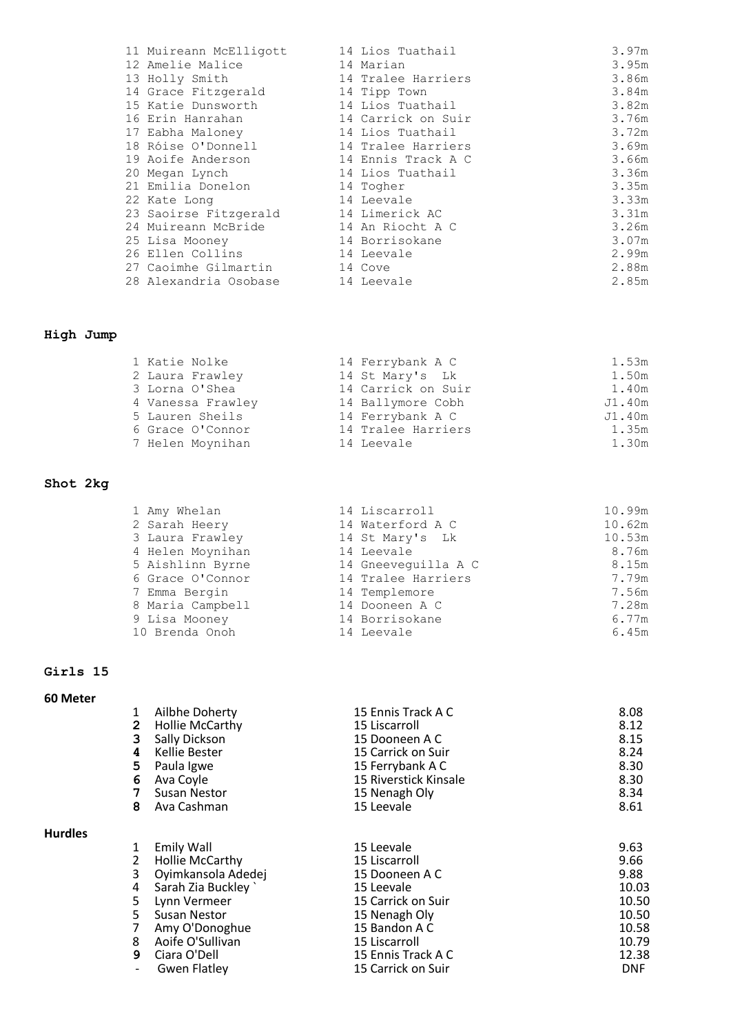| | | | |
|---|---|---|---|
| 11 | Muireann McElligott | 14 Lios Tuathail | 3.97m |
| 12 | Amelie Malice | 14 Marian | 3.95m |
| 13 | Holly Smith | 14 Tralee Harriers | 3.86m |
| 14 | Grace Fitzgerald | 14 Tipp Town | 3.84m |
| 15 | Katie Dunsworth | 14 Lios Tuathail | 3.82m |
| 16 | Erin Hanrahan | 14 Carrick on Suir | 3.76m |
| 17 | Eabha Maloney | 14 Lios Tuathail | 3.72m |
| 18 | Róise O'Donnell | 14 Tralee Harriers | 3.69m |
| 19 | Aoife Anderson | 14 Ennis Track A C | 3.66m |
| 20 | Megan Lynch | 14 Lios Tuathail | 3.36m |
| 21 | Emilia Donelon | 14 Togher | 3.35m |
| 22 | Kate Long | 14 Leevale | 3.33m |
| 23 | Saoirse Fitzgerald | 14 Limerick AC | 3.31m |
| 24 | Muireann McBride | 14 An Riocht A C | 3.26m |
| 25 | Lisa Mooney | 14 Borrisokane | 3.07m |
| 26 | Ellen Collins | 14 Leevale | 2.99m |
| 27 | Caoimhe Gilmartin | 14 Cove | 2.88m |
| 28 | Alexandria Osobase | 14 Leevale | 2.85m |

**High Jump**

| | | | |
|---|---|---|---|
| 1 | Katie Nolke | 14 Ferrybank A C | 1.53m |
| 2 | Laura Frawley | 14 St Mary's Lk | 1.50m |
| 3 | Lorna O'Shea | 14 Carrick on Suir | 1.40m |
| 4 | Vanessa Frawley | 14 Ballymore Cobh | J1.40m |
| 5 | Lauren Sheils | 14 Ferrybank A C | J1.40m |
| 6 | Grace O'Connor | 14 Tralee Harriers | 1.35m |
| 7 | Helen Moynihan | 14 Leevale | 1.30m |

**Shot 2kg**

| | | | |
|---|---|---|---|
| 1 | Amy Whelan | 14 Liscarroll | 10.99m |
| 2 | Sarah Heery | 14 Waterford A C | 10.62m |
| 3 | Laura Frawley | 14 St Mary's Lk | 10.53m |
| 4 | Helen Moynihan | 14 Leevale | 8.76m |
| 5 | Aishlinn Byrne | 14 Gneeveguilla A C | 8.15m |
| 6 | Grace O'Connor | 14 Tralee Harriers | 7.79m |
| 7 | Emma Bergin | 14 Templemore | 7.56m |
| 8 | Maria Campbell | 14 Dooneen A C | 7.28m |
| 9 | Lisa Mooney | 14 Borrisokane | 6.77m |
| 10 | Brenda Onoh | 14 Leevale | 6.45m |

## Girls 15

**60 Meter**

| | | | |
|---|---|---|---|
| 1 | Ailbhe Doherty | 15 Ennis Track A C | 8.08 |
| 2 | Hollie McCarthy | 15 Liscarroll | 8.12 |
| 3 | Sally Dickson | 15 Dooneen A C | 8.15 |
| 4 | Kellie Bester | 15 Carrick on Suir | 8.24 |
| 5 | Paula Igwe | 15 Ferrybank A C | 8.30 |
| 6 | Ava Coyle | 15 Riverstick Kinsale | 8.30 |
| 7 | Susan Nestor | 15 Nenagh Oly | 8.34 |
| 8 | Ava Cashman | 15 Leevale | 8.61 |

**Hurdles**

| | | | |
|---|---|---|---|
| 1 | Emily Wall | 15 Leevale | 9.63 |
| 2 | Hollie McCarthy | 15 Liscarroll | 9.66 |
| 3 | Oyimkansola Adedej | 15 Dooneen A C | 9.88 |
| 4 | Sarah Zia Buckley ` | 15 Leevale | 10.03 |
| 5 | Lynn Vermeer | 15 Carrick on Suir | 10.50 |
| 5 | Susan Nestor | 15 Nenagh Oly | 10.50 |
| 7 | Amy O'Donoghue | 15 Bandon A C | 10.58 |
| 8 | Aoife O'Sullivan | 15 Liscarroll | 10.79 |
| 9 | Ciara O'Dell | 15 Ennis Track A C | 12.38 |
| - | Gwen Flatley | 15 Carrick on Suir | DNF |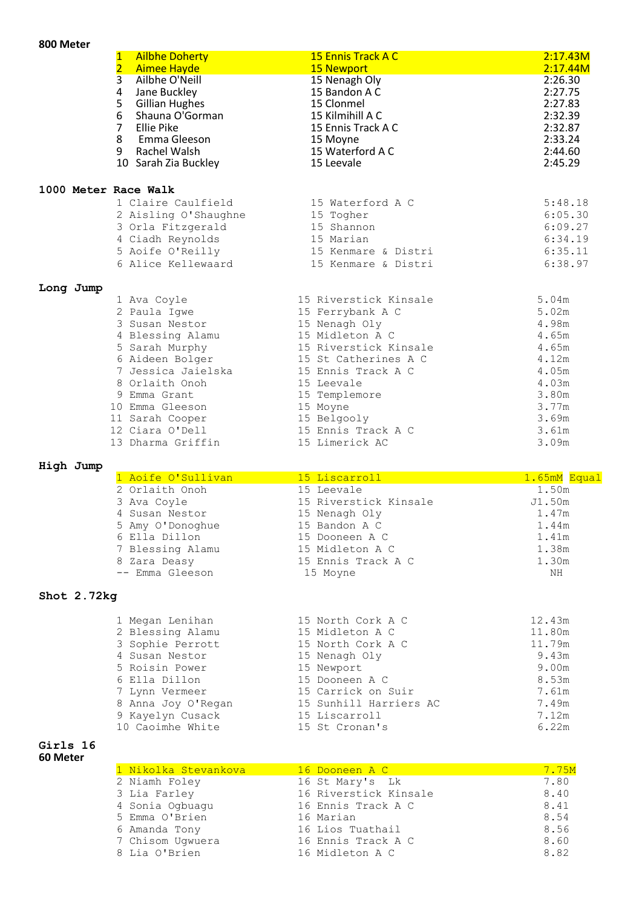**800 Meter**

| | | | |
|---|---|---|---|
| 1 | Ailbhe Doherty | 15 Ennis Track A C | 2:17.43M |
| 2 | Aimee Hayde | 15 Newport | 2:17.44M |
| 3 | Ailbhe O'Neill | 15 Nenagh Oly | 2:26.30 |
| 4 | Jane Buckley | 15 Bandon A C | 2:27.75 |
| 5 | Gillian Hughes | 15 Clonmel | 2:27.83 |
| 6 | Shauna O'Gorman | 15 Kilmihill A C | 2:32.39 |
| 7 | Ellie Pike | 15 Ennis Track A C | 2:32.87 |
| 8 | Emma Gleeson | 15 Moyne | 2:33.24 |
| 9 | Rachel Walsh | 15 Waterford A C | 2:44.60 |
| 10 | Sarah Zia Buckley | 15 Leevale | 2:45.29 |

**1000 Meter Race Walk**

| | | | |
|---|---|---|---|
| 1 | Claire Caulfield | 15 Waterford A C | 5:48.18 |
| 2 | Aisling O'Shaughne | 15 Togher | 6:05.30 |
| 3 | Orla Fitzgerald | 15 Shannon | 6:09.27 |
| 4 | Ciadh Reynolds | 15 Marian | 6:34.19 |
| 5 | Aoife O'Reilly | 15 Kenmare & Distri | 6:35.11 |
| 6 | Alice Kellewaard | 15 Kenmare & Distri | 6:38.97 |

**Long Jump**

| | | | |
|---|---|---|---|
| 1 | Ava Coyle | 15 Riverstick Kinsale | 5.04m |
| 2 | Paula Igwe | 15 Ferrybank A C | 5.02m |
| 3 | Susan Nestor | 15 Nenagh Oly | 4.98m |
| 4 | Blessing Alamu | 15 Midleton A C | 4.65m |
| 5 | Sarah Murphy | 15 Riverstick Kinsale | 4.65m |
| 6 | Aideen Bolger | 15 St Catherines A C | 4.12m |
| 7 | Jessica Jaielska | 15 Ennis Track A C | 4.05m |
| 8 | Orlaith Onoh | 15 Leevale | 4.03m |
| 9 | Emma Grant | 15 Templemore | 3.80m |
| 10 | Emma Gleeson | 15 Moyne | 3.77m |
| 11 | Sarah Cooper | 15 Belgooly | 3.69m |
| 12 | Ciara O'Dell | 15 Ennis Track A C | 3.61m |
| 13 | Dharma Griffin | 15 Limerick AC | 3.09m |

**High Jump**

| | | | |
|---|---|---|---|
| 1 | Aoife O'Sullivan | 15 Liscarroll | 1.65mM Equal |
| 2 | Orlaith Onoh | 15 Leevale | 1.50m |
| 3 | Ava Coyle | 15 Riverstick Kinsale | J1.50m |
| 4 | Susan Nestor | 15 Nenagh Oly | 1.47m |
| 5 | Amy O'Donoghue | 15 Bandon A C | 1.44m |
| 6 | Ella Dillon | 15 Dooneen A C | 1.41m |
| 7 | Blessing Alamu | 15 Midleton A C | 1.38m |
| 8 | Zara Deasy | 15 Ennis Track A C | 1.30m |
| -- | Emma Gleeson | 15 Moyne | NH |

**Shot 2.72kg**

| | | | |
|---|---|---|---|
| 1 | Megan Lenihan | 15 North Cork A C | 12.43m |
| 2 | Blessing Alamu | 15 Midleton A C | 11.80m |
| 3 | Sophie Perrott | 15 North Cork A C | 11.79m |
| 4 | Susan Nestor | 15 Nenagh Oly | 9.43m |
| 5 | Roisin Power | 15 Newport | 9.00m |
| 6 | Ella Dillon | 15 Dooneen A C | 8.53m |
| 7 | Lynn Vermeer | 15 Carrick on Suir | 7.61m |
| 8 | Anna Joy O'Regan | 15 Sunhill Harriers AC | 7.49m |
| 9 | Kayelyn Cusack | 15 Liscarroll | 7.12m |
| 10 | Caoimhe White | 15 St Cronan's | 6.22m |

**Girls 16**

**60 Meter**

| | | | |
|---|---|---|---|
| 1 | Nikolka Stevankova | 16 Dooneen A C | 7.75M |
| 2 | Niamh Foley | 16 St Mary's Lk | 7.80 |
| 3 | Lia Farley | 16 Riverstick Kinsale | 8.40 |
| 4 | Sonia Ogbuagu | 16 Ennis Track A C | 8.41 |
| 5 | Emma O'Brien | 16 Marian | 8.54 |
| 6 | Amanda Tony | 16 Lios Tuathail | 8.56 |
| 7 | Chisom Ugwuera | 16 Ennis Track A C | 8.60 |
| 8 | Lia O'Brien | 16 Midleton A C | 8.82 |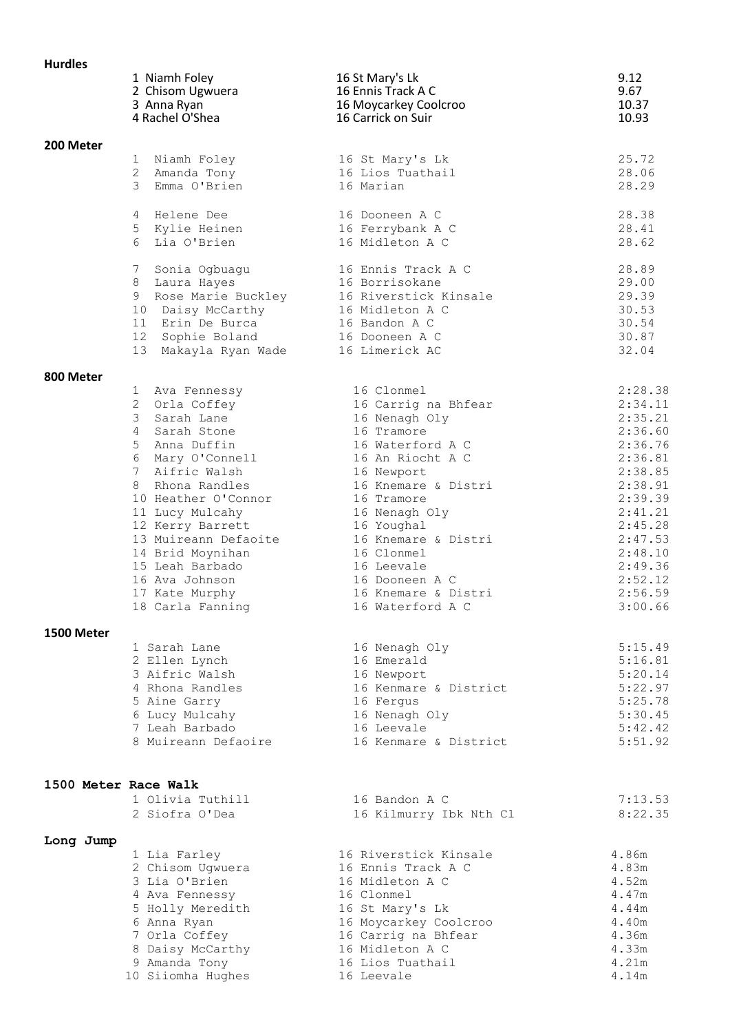**Hurdles**

| Place | Name | Club | Result |
|---|---|---|---|
| 1 | Niamh Foley | 16 St Mary's Lk | 9.12 |
| 2 | Chisom Ugwuera | 16 Ennis Track A C | 9.67 |
| 3 | Anna Ryan | 16 Moycarkey Coolcroo | 10.37 |
| 4 | Rachel O'Shea | 16 Carrick on Suir | 10.93 |

**200 Meter**

| Place | Name | Club | Result |
|---|---|---|---|
| 1 | Niamh Foley | 16 St Mary's Lk | 25.72 |
| 2 | Amanda Tony | 16 Lios Tuathail | 28.06 |
| 3 | Emma O'Brien | 16 Marian | 28.29 |
| 4 | Helene Dee | 16 Dooneen A C | 28.38 |
| 5 | Kylie Heinen | 16 Ferrybank A C | 28.41 |
| 6 | Lia O'Brien | 16 Midleton A C | 28.62 |
| 7 | Sonia Ogbuagu | 16 Ennis Track A C | 28.89 |
| 8 | Laura Hayes | 16 Borrisokane | 29.00 |
| 9 | Rose Marie Buckley | 16 Riverstick Kinsale | 29.39 |
| 10 | Daisy McCarthy | 16 Midleton A C | 30.53 |
| 11 | Erin De Burca | 16 Bandon A C | 30.54 |
| 12 | Sophie Boland | 16 Dooneen A C | 30.87 |
| 13 | Makayla Ryan Wade | 16 Limerick AC | 32.04 |

**800 Meter**

| Place | Name | Club | Result |
|---|---|---|---|
| 1 | Ava Fennessy | 16 Clonmel | 2:28.38 |
| 2 | Orla Coffey | 16 Carrig na Bhfear | 2:34.11 |
| 3 | Sarah Lane | 16 Nenagh Oly | 2:35.21 |
| 4 | Sarah Stone | 16 Tramore | 2:36.60 |
| 5 | Anna Duffin | 16 Waterford A C | 2:36.76 |
| 6 | Mary O'Connell | 16 An Riocht A C | 2:36.81 |
| 7 | Aifric Walsh | 16 Newport | 2:38.85 |
| 8 | Rhona Randles | 16 Knemare & Distri | 2:38.91 |
| 10 | Heather O'Connor | 16 Tramore | 2:39.39 |
| 11 | Lucy Mulcahy | 16 Nenagh Oly | 2:41.21 |
| 12 | Kerry Barrett | 16 Youghal | 2:45.28 |
| 13 | Muireann Defaoite | 16 Knemare & Distri | 2:47.53 |
| 14 | Brid Moynihan | 16 Clonmel | 2:48.10 |
| 15 | Leah Barbado | 16 Leevale | 2:49.36 |
| 16 | Ava Johnson | 16 Dooneen A C | 2:52.12 |
| 17 | Kate Murphy | 16 Knemare & Distri | 2:56.59 |
| 18 | Carla Fanning | 16 Waterford A C | 3:00.66 |

**1500 Meter**

| Place | Name | Club | Result |
|---|---|---|---|
| 1 | Sarah Lane | 16 Nenagh Oly | 5:15.49 |
| 2 | Ellen Lynch | 16 Emerald | 5:16.81 |
| 3 | Aifric Walsh | 16 Newport | 5:20.14 |
| 4 | Rhona Randles | 16 Kenmare & District | 5:22.97 |
| 5 | Aine Garry | 16 Fergus | 5:25.78 |
| 6 | Lucy Mulcahy | 16 Nenagh Oly | 5:30.45 |
| 7 | Leah Barbado | 16 Leevale | 5:42.42 |
| 8 | Muireann Defaoire | 16 Kenmare & District | 5:51.92 |

**1500 Meter Race Walk**

| Place | Name | Club | Result |
|---|---|---|---|
| 1 | Olivia Tuthill | 16 Bandon A C | 7:13.53 |
| 2 | Siofra O'Dea | 16 Kilmurry Ibk Nth Cl | 8:22.35 |

**Long Jump**

| Place | Name | Club | Result |
|---|---|---|---|
| 1 | Lia Farley | 16 Riverstick Kinsale | 4.86m |
| 2 | Chisom Ugwuera | 16 Ennis Track A C | 4.83m |
| 3 | Lia O'Brien | 16 Midleton A C | 4.52m |
| 4 | Ava Fennessy | 16 Clonmel | 4.47m |
| 5 | Holly Meredith | 16 St Mary's Lk | 4.44m |
| 6 | Anna Ryan | 16 Moycarkey Coolcroo | 4.40m |
| 7 | Orla Coffey | 16 Carrig na Bhfear | 4.36m |
| 8 | Daisy McCarthy | 16 Midleton A C | 4.33m |
| 9 | Amanda Tony | 16 Lios Tuathail | 4.21m |
| 10 | Siiomha Hughes | 16 Leevale | 4.14m |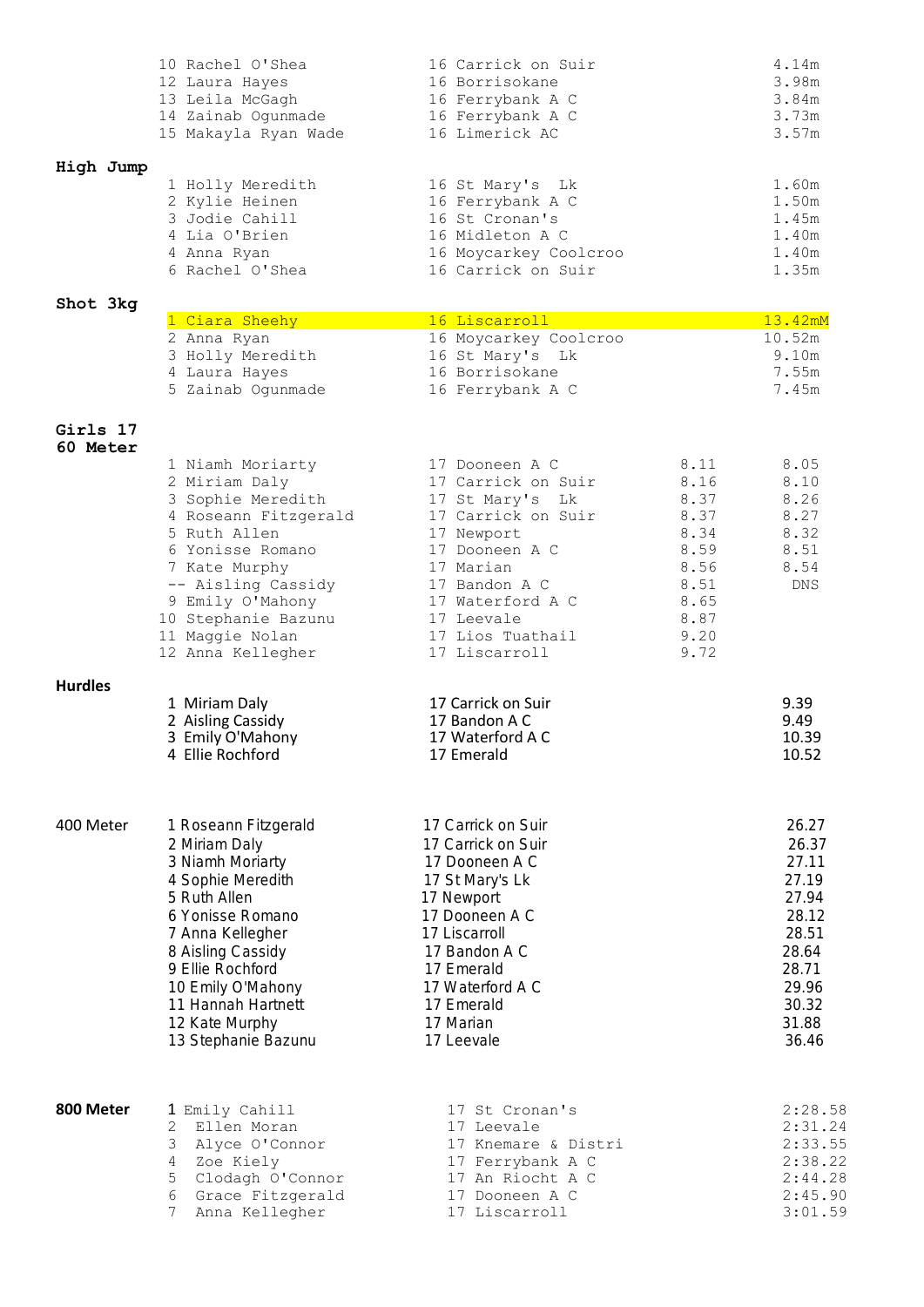| | | | |
|---|---|---|---|
| 10 Rachel O'Shea | 16 Carrick on Suir | | 4.14m |
| 12 Laura Hayes | 16 Borrisokane | | 3.98m |
| 13 Leila McGagh | 16 Ferrybank A C | | 3.84m |
| 14 Zainab Ogunmade | 16 Ferrybank A C | | 3.73m |
| 15 Makayla Ryan Wade | 16 Limerick AC | | 3.57m |

**High Jump**

| | | | |
|---|---|---|---|
| 1 Holly Meredith | 16 St Mary's Lk | | 1.60m |
| 2 Kylie Heinen | 16 Ferrybank A C | | 1.50m |
| 3 Jodie Cahill | 16 St Cronan's | | 1.45m |
| 4 Lia O'Brien | 16 Midleton A C | | 1.40m |
| 4 Anna Ryan | 16 Moycarkey Coolcroo | | 1.40m |
| 6 Rachel O'Shea | 16 Carrick on Suir | | 1.35m |

**Shot 3kg**

| | | | |
|---|---|---|---|
| 1 Ciara Sheehy | 16 Liscarroll | | 13.42mM |
| 2 Anna Ryan | 16 Moycarkey Coolcroo | | 10.52m |
| 3 Holly Meredith | 16 St Mary's Lk | | 9.10m |
| 4 Laura Hayes | 16 Borrisokane | | 7.55m |
| 5 Zainab Ogunmade | 16 Ferrybank A C | | 7.45m |

**Girls 17**

**60 Meter**

| | | | |
|---|---|---|---|
| 1 Niamh Moriarty | 17 Dooneen A C | 8.11 | 8.05 |
| 2 Miriam Daly | 17 Carrick on Suir | 8.16 | 8.10 |
| 3 Sophie Meredith | 17 St Mary's Lk | 8.37 | 8.26 |
| 4 Roseann Fitzgerald | 17 Carrick on Suir | 8.37 | 8.27 |
| 5 Ruth Allen | 17 Newport | 8.34 | 8.32 |
| 6 Yonisse Romano | 17 Dooneen A C | 8.59 | 8.51 |
| 7 Kate Murphy | 17 Marian | 8.56 | 8.54 |
| -- Aisling Cassidy | 17 Bandon A C | 8.51 | DNS |
| 9 Emily O'Mahony | 17 Waterford A C | 8.65 | |
| 10 Stephanie Bazunu | 17 Leevale | 8.87 | |
| 11 Maggie Nolan | 17 Lios Tuathail | 9.20 | |
| 12 Anna Kellegher | 17 Liscarroll | 9.72 | |

**Hurdles**

| | | |
|---|---|---|
| 1 Miriam Daly | 17 Carrick on Suir | 9.39 |
| 2 Aisling Cassidy | 17 Bandon A C | 9.49 |
| 3 Emily O'Mahony | 17 Waterford A C | 10.39 |
| 4 Ellie Rochford | 17 Emerald | 10.52 |

**400 Meter**

| | | |
|---|---|---|
| 1 Roseann Fitzgerald | 17 Carrick on Suir | 26.27 |
| 2 Miriam Daly | 17 Carrick on Suir | 26.37 |
| 3 Niamh Moriarty | 17 Dooneen A C | 27.11 |
| 4 Sophie Meredith | 17 St Mary's Lk | 27.19 |
| 5 Ruth Allen | 17 Newport | 27.94 |
| 6 Yonisse Romano | 17 Dooneen A C | 28.12 |
| 7 Anna Kellegher | 17 Liscarroll | 28.51 |
| 8 Aisling Cassidy | 17 Bandon A C | 28.64 |
| 9 Ellie Rochford | 17 Emerald | 28.71 |
| 10 Emily O'Mahony | 17 Waterford A C | 29.96 |
| 11 Hannah Hartnett | 17 Emerald | 30.32 |
| 12 Kate Murphy | 17 Marian | 31.88 |
| 13 Stephanie Bazunu | 17 Leevale | 36.46 |

**800 Meter**

| | | |
|---|---|---|
| 1 Emily Cahill | 17 St Cronan's | 2:28.58 |
| 2 Ellen Moran | 17 Leevale | 2:31.24 |
| 3 Alyce O'Connor | 17 Knemare & Distri | 2:33.55 |
| 4 Zoe Kiely | 17 Ferrybank A C | 2:38.22 |
| 5 Clodagh O'Connor | 17 An Riocht A C | 2:44.28 |
| 6 Grace Fitzgerald | 17 Dooneen A C | 2:45.90 |
| 7 Anna Kellegher | 17 Liscarroll | 3:01.59 |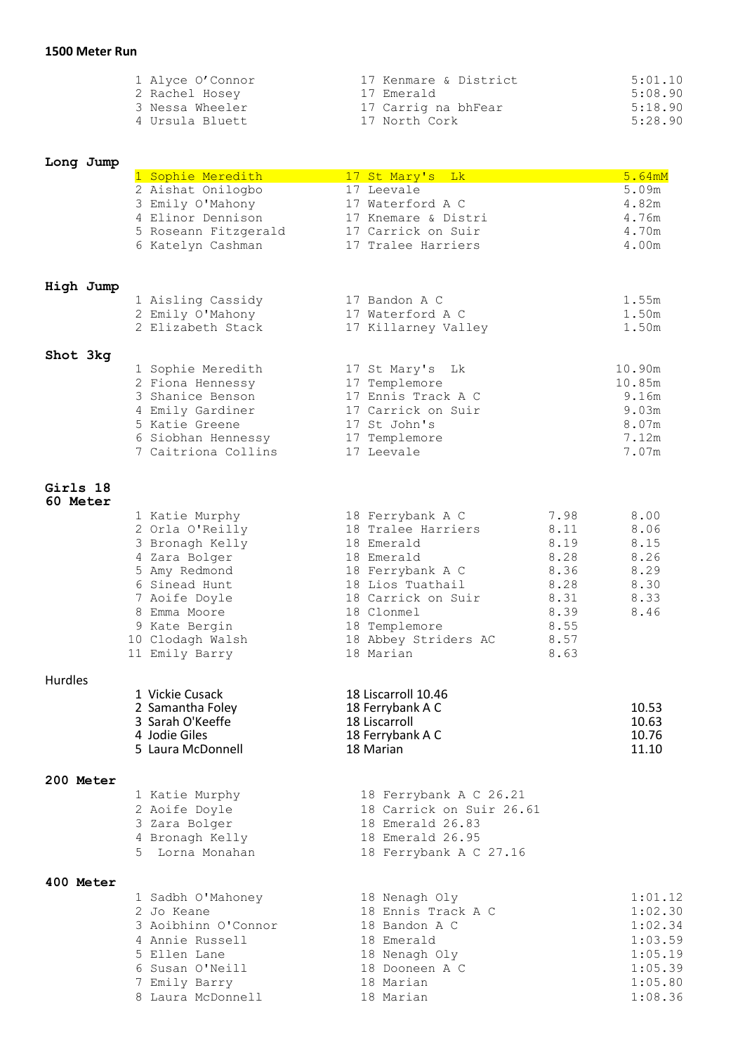**1500 Meter Run**

| | | |
|---|---|---|
| 1 Alyce O'Connor | 17 Kenmare & District | 5:01.10 |
| 2 Rachel Hosey | 17 Emerald | 5:08.90 |
| 3 Nessa Wheeler | 17 Carrig na bhFear | 5:18.90 |
| 4 Ursula Bluett | 17 North Cork | 5:28.90 |

**Long Jump**

| | | |
|---|---|---|
| 1 Sophie Meredith | 17 St Mary's Lk | 5.64mM |
| 2 Aishat Onilogbo | 17 Leevale | 5.09m |
| 3 Emily O'Mahony | 17 Waterford A C | 4.82m |
| 4 Elinor Dennison | 17 Knemare & Distri | 4.76m |
| 5 Roseann Fitzgerald | 17 Carrick on Suir | 4.70m |
| 6 Katelyn Cashman | 17 Tralee Harriers | 4.00m |

**High Jump**

| | | |
|---|---|---|
| 1 Aisling Cassidy | 17 Bandon A C | 1.55m |
| 2 Emily O'Mahony | 17 Waterford A C | 1.50m |
| 2 Elizabeth Stack | 17 Killarney Valley | 1.50m |

**Shot 3kg**

| | | |
|---|---|---|
| 1 Sophie Meredith | 17 St Mary's Lk | 10.90m |
| 2 Fiona Hennessy | 17 Templemore | 10.85m |
| 3 Shanice Benson | 17 Ennis Track A C | 9.16m |
| 4 Emily Gardiner | 17 Carrick on Suir | 9.03m |
| 5 Katie Greene | 17 St John's | 8.07m |
| 6 Siobhan Hennessy | 17 Templemore | 7.12m |
| 7 Caitriona Collins | 17 Leevale | 7.07m |

**Girls 18**

**60 Meter**

| | | | |
|---|---|---|---|
| 1 Katie Murphy | 18 Ferrybank A C | 7.98 | 8.00 |
| 2 Orla O'Reilly | 18 Tralee Harriers | 8.11 | 8.06 |
| 3 Bronagh Kelly | 18 Emerald | 8.19 | 8.15 |
| 4 Zara Bolger | 18 Emerald | 8.28 | 8.26 |
| 5 Amy Redmond | 18 Ferrybank A C | 8.36 | 8.29 |
| 6 Sinead Hunt | 18 Lios Tuathail | 8.28 | 8.30 |
| 7 Aoife Doyle | 18 Carrick on Suir | 8.31 | 8.33 |
| 8 Emma Moore | 18 Clonmel | 8.39 | 8.46 |
| 9 Kate Bergin | 18 Templemore | 8.55 | |
| 10 Clodagh Walsh | 18 Abbey Striders AC | 8.57 | |
| 11 Emily Barry | 18 Marian | 8.63 | |

Hurdles

| | | |
|---|---|---|
| 1 Vickie Cusack | 18 Liscarroll 10.46 | |
| 2 Samantha Foley | 18 Ferrybank A C | 10.53 |
| 3 Sarah O'Keeffe | 18 Liscarroll | 10.63 |
| 4 Jodie Giles | 18 Ferrybank A C | 10.76 |
| 5 Laura McDonnell | 18 Marian | 11.10 |

**200 Meter**

| | |
|---|---|
| 1 Katie Murphy | 18 Ferrybank A C 26.21 |
| 2 Aoife Doyle | 18 Carrick on Suir 26.61 |
| 3 Zara Bolger | 18 Emerald 26.83 |
| 4 Bronagh Kelly | 18 Emerald 26.95 |
| 5 Lorna Monahan | 18 Ferrybank A C 27.16 |

**400 Meter**

| | | |
|---|---|---|
| 1 Sadbh O'Mahoney | 18 Nenagh Oly | 1:01.12 |
| 2 Jo Keane | 18 Ennis Track A C | 1:02.30 |
| 3 Aoibhinn O'Connor | 18 Bandon A C | 1:02.34 |
| 4 Annie Russell | 18 Emerald | 1:03.59 |
| 5 Ellen Lane | 18 Nenagh Oly | 1:05.19 |
| 6 Susan O'Neill | 18 Dooneen A C | 1:05.39 |
| 7 Emily Barry | 18 Marian | 1:05.80 |
| 8 Laura McDonnell | 18 Marian | 1:08.36 |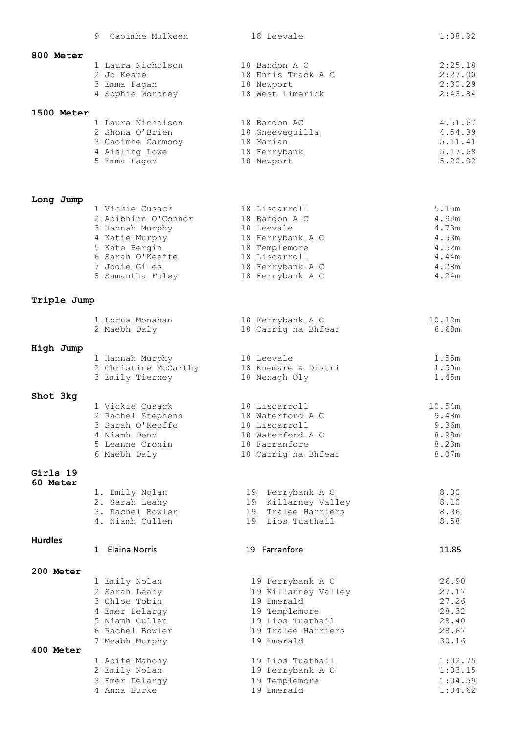| 9 Caoimhe Mulkeen | 18 Leevale | 1:08.92 |
|---|---|---|

**800 Meter**

| | | |
|---|---|---|
| 1 Laura Nicholson | 18 Bandon A C | 2:25.18 |
| 2 Jo Keane | 18 Ennis Track A C | 2:27.00 |
| 3 Emma Fagan | 18 Newport | 2:30.29 |
| 4 Sophie Moroney | 18 West Limerick | 2:48.84 |

**1500 Meter**

| | | |
|---|---|---|
| 1 Laura Nicholson | 18 Bandon AC | 4.51.67 |
| 2 Shona O'Brien | 18 Gneeveguilla | 4.54.39 |
| 3 Caoimhe Carmody | 18 Marian | 5.11.41 |
| 4 Aisling Lowe | 18 Ferrybank | 5.17.68 |
| 5 Emma Fagan | 18 Newport | 5.20.02 |

**Long Jump**

| | | |
|---|---|---|
| 1 Vickie Cusack | 18 Liscarroll | 5.15m |
| 2 Aoibhinn O'Connor | 18 Bandon A C | 4.99m |
| 3 Hannah Murphy | 18 Leevale | 4.73m |
| 4 Katie Murphy | 18 Ferrybank A C | 4.53m |
| 5 Kate Bergin | 18 Templemore | 4.52m |
| 6 Sarah O'Keeffe | 18 Liscarroll | 4.44m |
| 7 Jodie Giles | 18 Ferrybank A C | 4.28m |
| 8 Samantha Foley | 18 Ferrybank A C | 4.24m |

**Triple Jump**

| | | |
|---|---|---|
| 1 Lorna Monahan | 18 Ferrybank A C | 10.12m |
| 2 Maebh Daly | 18 Carrig na Bhfear | 8.68m |

**High Jump**

| | | |
|---|---|---|
| 1 Hannah Murphy | 18 Leevale | 1.55m |
| 2 Christine McCarthy | 18 Knemare & Distri | 1.50m |
| 3 Emily Tierney | 18 Nenagh Oly | 1.45m |

**Shot 3kg**

| | | |
|---|---|---|
| 1 Vickie Cusack | 18 Liscarroll | 10.54m |
| 2 Rachel Stephens | 18 Waterford A C | 9.48m |
| 3 Sarah O'Keeffe | 18 Liscarroll | 9.36m |
| 4 Niamh Denn | 18 Waterford A C | 8.98m |
| 5 Leanne Cronin | 18 Farranfore | 8.23m |
| 6 Maebh Daly | 18 Carrig na Bhfear | 8.07m |

**Girls 19**
**60 Meter**

| | | |
|---|---|---|
| 1. Emily Nolan | 19 Ferrybank A C | 8.00 |
| 2. Sarah Leahy | 19 Killarney Valley | 8.10 |
| 3. Rachel Bowler | 19 Tralee Harriers | 8.36 |
| 4. Niamh Cullen | 19 Lios Tuathail | 8.58 |

**Hurdles**

| | | |
|---|---|---|
| 1 Elaina Norris | 19 Farranfore | 11.85 |

**200 Meter**

| | | |
|---|---|---|
| 1 Emily Nolan | 19 Ferrybank A C | 26.90 |
| 2 Sarah Leahy | 19 Killarney Valley | 27.17 |
| 3 Chloe Tobin | 19 Emerald | 27.26 |
| 4 Emer Delargy | 19 Templemore | 28.32 |
| 5 Niamh Cullen | 19 Lios Tuathail | 28.40 |
| 6 Rachel Bowler | 19 Tralee Harriers | 28.67 |
| 7 Meabh Murphy | 19 Emerald | 30.16 |

**400 Meter**

| | | |
|---|---|---|
| 1 Aoife Mahony | 19 Lios Tuathail | 1:02.75 |
| 2 Emily Nolan | 19 Ferrybank A C | 1:03.15 |
| 3 Emer Delargy | 19 Templemore | 1:04.59 |
| 4 Anna Burke | 19 Emerald | 1:04.62 |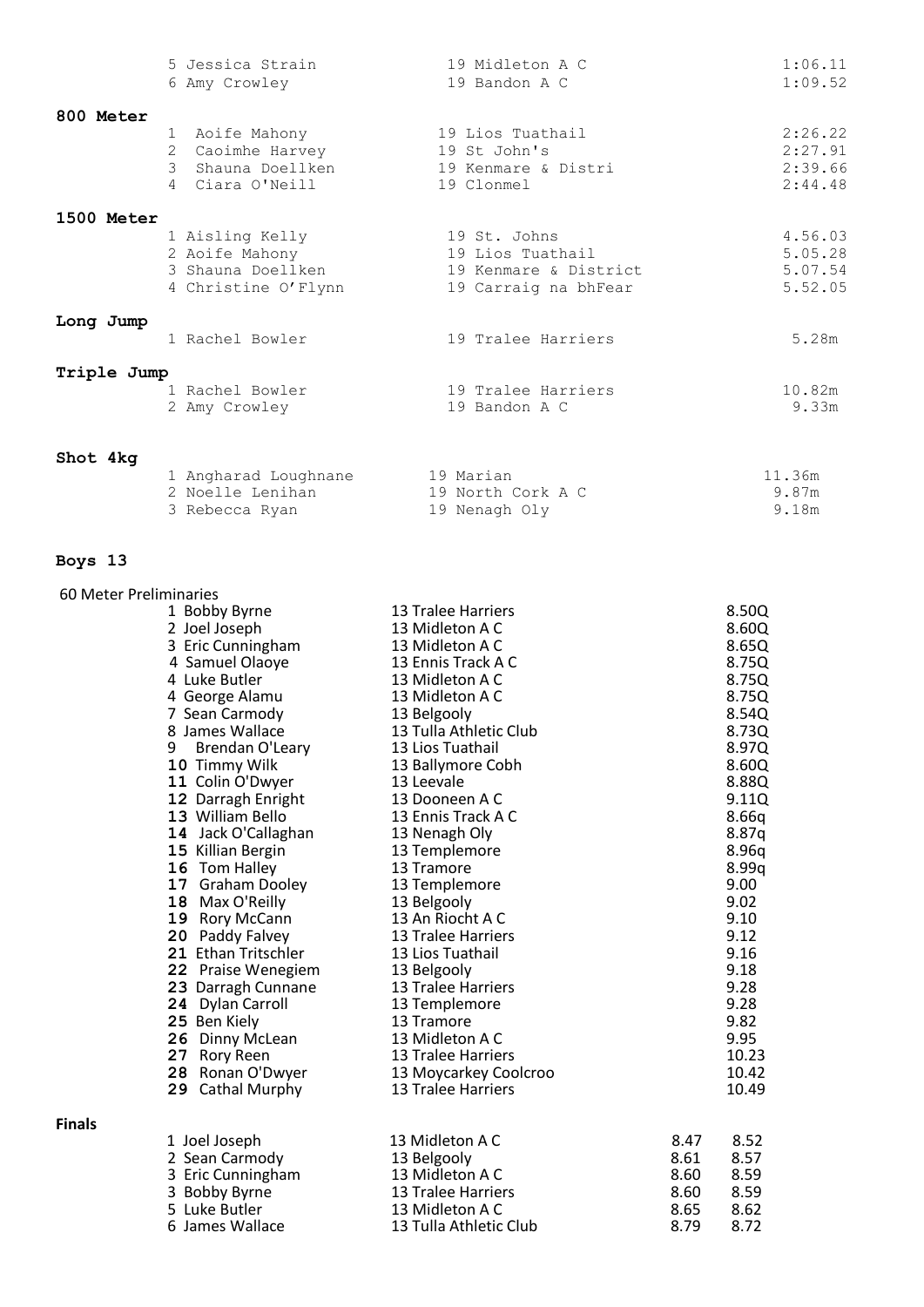| | | |
|---|---|---|
| 5 Jessica Strain | 19 Midleton A C | 1:06.11 |
| 6 Amy Crowley | 19 Bandon A C | 1:09.52 |

**800 Meter**

| | | |
|---|---|---|
| 1 Aoife Mahony | 19 Lios Tuathail | 2:26.22 |
| 2 Caoimhe Harvey | 19 St John's | 2:27.91 |
| 3 Shauna Doellken | 19 Kenmare & Distri | 2:39.66 |
| 4 Ciara O'Neill | 19 Clonmel | 2:44.48 |

**1500 Meter**

| | | |
|---|---|---|
| 1 Aisling Kelly | 19 St. Johns | 4.56.03 |
| 2 Aoife Mahony | 19 Lios Tuathail | 5.05.28 |
| 3 Shauna Doellken | 19 Kenmare & District | 5.07.54 |
| 4 Christine O'Flynn | 19 Carraig na bhFear | 5.52.05 |

**Long Jump**

| | | |
|---|---|---|
| 1 Rachel Bowler | 19 Tralee Harriers | 5.28m |

**Triple Jump**

| | | |
|---|---|---|
| 1 Rachel Bowler | 19 Tralee Harriers | 10.82m |
| 2 Amy Crowley | 19 Bandon A C | 9.33m |

**Shot 4kg**

| | | |
|---|---|---|
| 1 Angharad Loughnane | 19 Marian | 11.36m |
| 2 Noelle Lenihan | 19 North Cork A C | 9.87m |
| 3 Rebecca Ryan | 19 Nenagh Oly | 9.18m |

**Boys 13**

60 Meter Preliminaries

| | | |
|---|---|---|
| 1 Bobby Byrne | 13 Tralee Harriers | 8.50Q |
| 2 Joel Joseph | 13 Midleton A C | 8.60Q |
| 3 Eric Cunningham | 13 Midleton A C | 8.65Q |
| 4 Samuel Olaoye | 13 Ennis Track A C | 8.75Q |
| 4 Luke Butler | 13 Midleton A C | 8.75Q |
| 4 George Alamu | 13 Midleton A C | 8.75Q |
| 7 Sean Carmody | 13 Belgooly | 8.54Q |
| 8 James Wallace | 13 Tulla Athletic Club | 8.73Q |
| 9 Brendan O'Leary | 13 Lios Tuathail | 8.97Q |
| 10 Timmy Wilk | 13 Ballymore Cobh | 8.60Q |
| 11 Colin O'Dwyer | 13 Leevale | 8.88Q |
| 12 Darragh Enright | 13 Dooneen A C | 9.11Q |
| 13 William Bello | 13 Ennis Track A C | 8.66q |
| 14 Jack O'Callaghan | 13 Nenagh Oly | 8.87q |
| 15 Killian Bergin | 13 Templemore | 8.96q |
| 16 Tom Halley | 13 Tramore | 8.99q |
| 17 Graham Dooley | 13 Templemore | 9.00 |
| 18 Max O'Reilly | 13 Belgooly | 9.02 |
| 19 Rory McCann | 13 An Riocht A C | 9.10 |
| 20 Paddy Falvey | 13 Tralee Harriers | 9.12 |
| 21 Ethan Tritschler | 13 Lios Tuathail | 9.16 |
| 22 Praise Wenegiem | 13 Belgooly | 9.18 |
| 23 Darragh Cunnane | 13 Tralee Harriers | 9.28 |
| 24 Dylan Carroll | 13 Templemore | 9.28 |
| 25 Ben Kiely | 13 Tramore | 9.82 |
| 26 Dinny McLean | 13 Midleton A C | 9.95 |
| 27 Rory Reen | 13 Tralee Harriers | 10.23 |
| 28 Ronan O'Dwyer | 13 Moycarkey Coolcroo | 10.42 |
| 29 Cathal Murphy | 13 Tralee Harriers | 10.49 |

**Finals**

| | | | |
|---|---|---|---|
| 1 Joel Joseph | 13 Midleton A C | 8.47 | 8.52 |
| 2 Sean Carmody | 13 Belgooly | 8.61 | 8.57 |
| 3 Eric Cunningham | 13 Midleton A C | 8.60 | 8.59 |
| 3 Bobby Byrne | 13 Tralee Harriers | 8.60 | 8.59 |
| 5 Luke Butler | 13 Midleton A C | 8.65 | 8.62 |
| 6 James Wallace | 13 Tulla Athletic Club | 8.79 | 8.72 |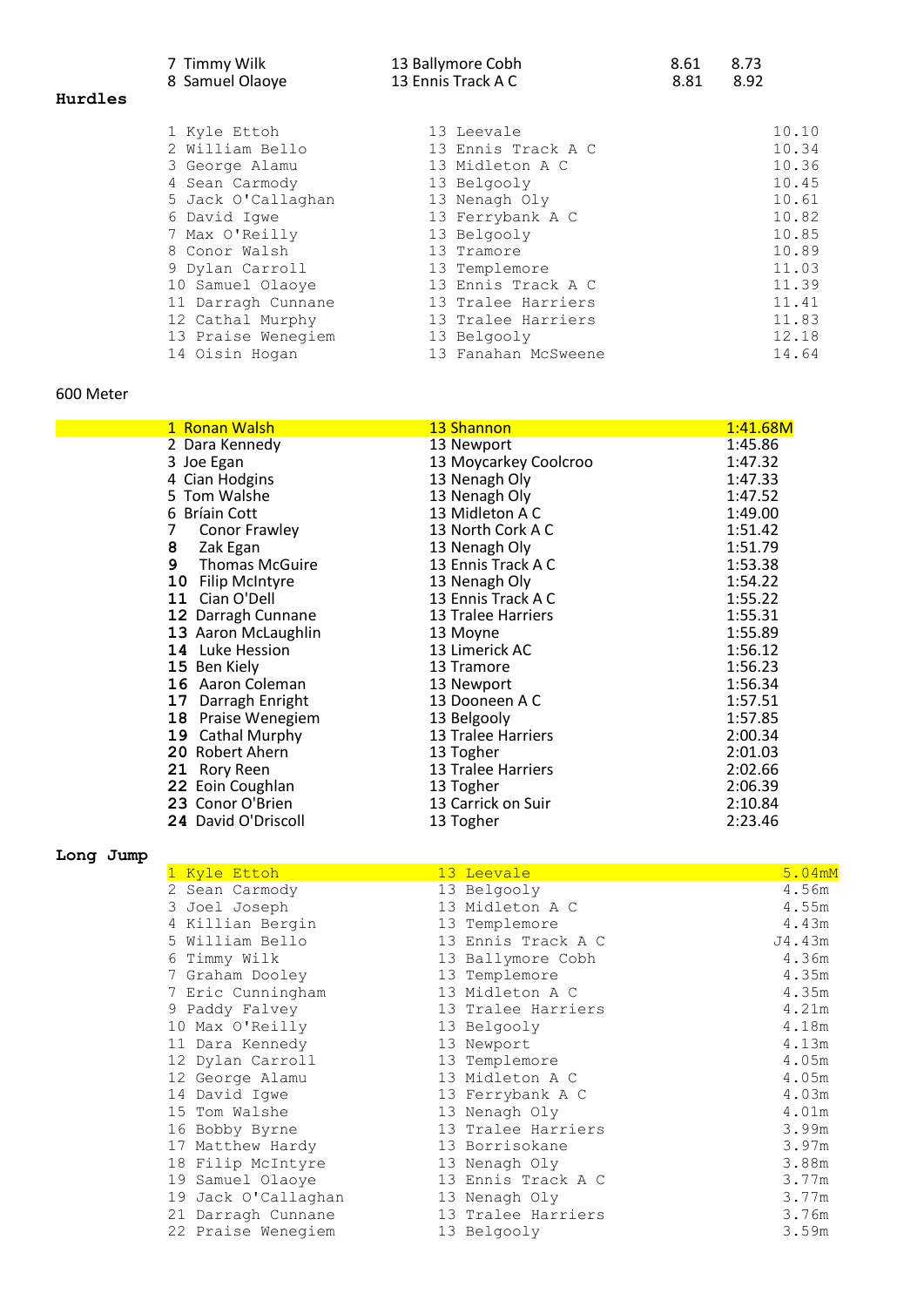| | | | |
|---|---|---|---|
| 7 Timmy Wilk | 13 Ballymore Cobh | 8.61 | 8.73 |
| 8 Samuel Olaoye | 13 Ennis Track A C | 8.81 | 8.92 |

## Hurdles

| Place | Name | Club | Time |
|---|---|---|---|
| 1 | Kyle Ettoh | 13 Leevale | 10.10 |
| 2 | William Bello | 13 Ennis Track A C | 10.34 |
| 3 | George Alamu | 13 Midleton A C | 10.36 |
| 4 | Sean Carmody | 13 Belgooly | 10.45 |
| 5 | Jack O'Callaghan | 13 Nenagh Oly | 10.61 |
| 6 | David Igwe | 13 Ferrybank A C | 10.82 |
| 7 | Max O'Reilly | 13 Belgooly | 10.85 |
| 8 | Conor Walsh | 13 Tramore | 10.89 |
| 9 | Dylan Carroll | 13 Templemore | 11.03 |
| 10 | Samuel Olaoye | 13 Ennis Track A C | 11.39 |
| 11 | Darragh Cunnane | 13 Tralee Harriers | 11.41 |
| 12 | Cathal Murphy | 13 Tralee Harriers | 11.83 |
| 13 | Praise Wenegiem | 13 Belgooly | 12.18 |
| 14 | Oisin Hogan | 13 Fanahan McSweene | 14.64 |

## 600 Meter

| Place | Name | Club | Time |
|---|---|---|---|
| 1 | Ronan Walsh | 13 Shannon | 1:41.68M |
| 2 | Dara Kennedy | 13 Newport | 1:45.86 |
| 3 | Joe Egan | 13 Moycarkey Coolcroo | 1:47.32 |
| 4 | Cian Hodgins | 13 Nenagh Oly | 1:47.33 |
| 5 | Tom Walshe | 13 Nenagh Oly | 1:47.52 |
| 6 | Bríain Cott | 13 Midleton A C | 1:49.00 |
| 7 | Conor Frawley | 13 North Cork A C | 1:51.42 |
| 8 | Zak Egan | 13 Nenagh Oly | 1:51.79 |
| 9 | Thomas McGuire | 13 Ennis Track A C | 1:53.38 |
| 10 | Filip McIntyre | 13 Nenagh Oly | 1:54.22 |
| 11 | Cian O'Dell | 13 Ennis Track A C | 1:55.22 |
| 12 | Darragh Cunnane | 13 Tralee Harriers | 1:55.31 |
| 13 | Aaron McLaughlin | 13 Moyne | 1:55.89 |
| 14 | Luke Hession | 13 Limerick AC | 1:56.12 |
| 15 | Ben Kiely | 13 Tramore | 1:56.23 |
| 16 | Aaron Coleman | 13 Newport | 1:56.34 |
| 17 | Darragh Enright | 13 Dooneen A C | 1:57.51 |
| 18 | Praise Wenegiem | 13 Belgooly | 1:57.85 |
| 19 | Cathal Murphy | 13 Tralee Harriers | 2:00.34 |
| 20 | Robert Ahern | 13 Togher | 2:01.03 |
| 21 | Rory Reen | 13 Tralee Harriers | 2:02.66 |
| 22 | Eoin Coughlan | 13 Togher | 2:06.39 |
| 23 | Conor O'Brien | 13 Carrick on Suir | 2:10.84 |
| 24 | David O'Driscoll | 13 Togher | 2:23.46 |

## Long Jump

| Place | Name | Club | Distance |
|---|---|---|---|
| 1 | Kyle Ettoh | 13 Leevale | 5.04mM |
| 2 | Sean Carmody | 13 Belgooly | 4.56m |
| 3 | Joel Joseph | 13 Midleton A C | 4.55m |
| 4 | Killian Bergin | 13 Templemore | 4.43m |
| 5 | William Bello | 13 Ennis Track A C | J4.43m |
| 6 | Timmy Wilk | 13 Ballymore Cobh | 4.36m |
| 7 | Graham Dooley | 13 Templemore | 4.35m |
| 7 | Eric Cunningham | 13 Midleton A C | 4.35m |
| 9 | Paddy Falvey | 13 Tralee Harriers | 4.21m |
| 10 | Max O'Reilly | 13 Belgooly | 4.18m |
| 11 | Dara Kennedy | 13 Newport | 4.13m |
| 12 | Dylan Carroll | 13 Templemore | 4.05m |
| 12 | George Alamu | 13 Midleton A C | 4.05m |
| 14 | David Igwe | 13 Ferrybank A C | 4.03m |
| 15 | Tom Walshe | 13 Nenagh Oly | 4.01m |
| 16 | Bobby Byrne | 13 Tralee Harriers | 3.99m |
| 17 | Matthew Hardy | 13 Borrisokane | 3.97m |
| 18 | Filip McIntyre | 13 Nenagh Oly | 3.88m |
| 19 | Samuel Olaoye | 13 Ennis Track A C | 3.77m |
| 19 | Jack O'Callaghan | 13 Nenagh Oly | 3.77m |
| 21 | Darragh Cunnane | 13 Tralee Harriers | 3.76m |
| 22 | Praise Wenegiem | 13 Belgooly | 3.59m |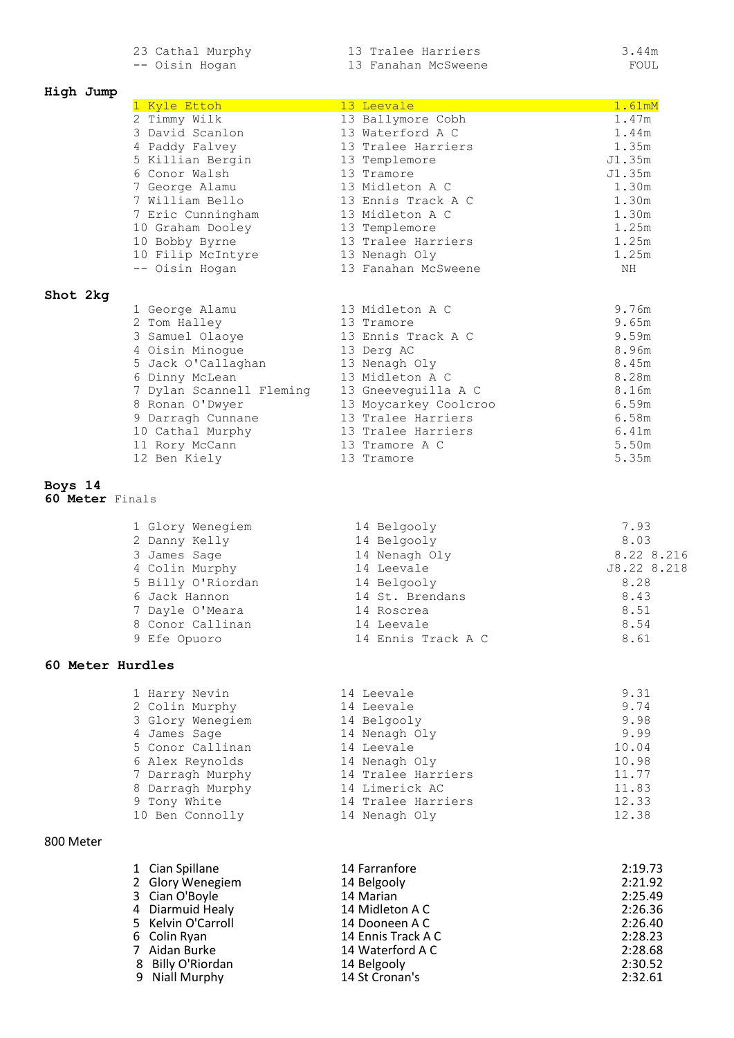| | | |
|---|---|---|
| 23 Cathal Murphy | 13 Tralee Harriers | 3.44m |
| -- Oisin Hogan | 13 Fanahan McSweene | FOUL |

**High Jump**

| | | |
|---|---|---|
| 1 Kyle Ettoh | 13 Leevale | 1.61mM |
| 2 Timmy Wilk | 13 Ballymore Cobh | 1.47m |
| 3 David Scanlon | 13 Waterford A C | 1.44m |
| 4 Paddy Falvey | 13 Tralee Harriers | 1.35m |
| 5 Killian Bergin | 13 Templemore | J1.35m |
| 6 Conor Walsh | 13 Tramore | J1.35m |
| 7 George Alamu | 13 Midleton A C | 1.30m |
| 7 William Bello | 13 Ennis Track A C | 1.30m |
| 7 Eric Cunningham | 13 Midleton A C | 1.30m |
| 10 Graham Dooley | 13 Templemore | 1.25m |
| 10 Bobby Byrne | 13 Tralee Harriers | 1.25m |
| 10 Filip McIntyre | 13 Nenagh Oly | 1.25m |
| -- Oisin Hogan | 13 Fanahan McSweene | NH |

**Shot 2kg**

| | | |
|---|---|---|
| 1 George Alamu | 13 Midleton A C | 9.76m |
| 2 Tom Halley | 13 Tramore | 9.65m |
| 3 Samuel Olaoye | 13 Ennis Track A C | 9.59m |
| 4 Oisin Minogue | 13 Derg AC | 8.96m |
| 5 Jack O'Callaghan | 13 Nenagh Oly | 8.45m |
| 6 Dinny McLean | 13 Midleton A C | 8.28m |
| 7 Dylan Scannell Fleming | 13 Gneeveguilla A C | 8.16m |
| 8 Ronan O'Dwyer | 13 Moycarkey Coolcroo | 6.59m |
| 9 Darragh Cunnane | 13 Tralee Harriers | 6.58m |
| 10 Cathal Murphy | 13 Tralee Harriers | 6.41m |
| 11 Rory McCann | 13 Tramore A C | 5.50m |
| 12 Ben Kiely | 13 Tramore | 5.35m |

**Boys 14**

**60 Meter** Finals

| | | |
|---|---|---|
| 1 Glory Wenegiem | 14 Belgooly | 7.93 |
| 2 Danny Kelly | 14 Belgooly | 8.03 |
| 3 James Sage | 14 Nenagh Oly | 8.22 8.216 |
| 4 Colin Murphy | 14 Leevale | J8.22 8.218 |
| 5 Billy O'Riordan | 14 Belgooly | 8.28 |
| 6 Jack Hannon | 14 St. Brendans | 8.43 |
| 7 Dayle O'Meara | 14 Roscrea | 8.51 |
| 8 Conor Callinan | 14 Leevale | 8.54 |
| 9 Efe Opuoro | 14 Ennis Track A C | 8.61 |

**60 Meter Hurdles**

| | | |
|---|---|---|
| 1 Harry Nevin | 14 Leevale | 9.31 |
| 2 Colin Murphy | 14 Leevale | 9.74 |
| 3 Glory Wenegiem | 14 Belgooly | 9.98 |
| 4 James Sage | 14 Nenagh Oly | 9.99 |
| 5 Conor Callinan | 14 Leevale | 10.04 |
| 6 Alex Reynolds | 14 Nenagh Oly | 10.98 |
| 7 Darragh Murphy | 14 Tralee Harriers | 11.77 |
| 8 Darragh Murphy | 14 Limerick AC | 11.83 |
| 9 Tony White | 14 Tralee Harriers | 12.33 |
| 10 Ben Connolly | 14 Nenagh Oly | 12.38 |

800 Meter

| | | |
|---|---|---|
| 1 Cian Spillane | 14 Farranfore | 2:19.73 |
| 2 Glory Wenegiem | 14 Belgooly | 2:21.92 |
| 3 Cian O'Boyle | 14 Marian | 2:25.49 |
| 4 Diarmuid Healy | 14 Midleton A C | 2:26.36 |
| 5 Kelvin O'Carroll | 14 Dooneen A C | 2:26.40 |
| 6 Colin Ryan | 14 Ennis Track A C | 2:28.23 |
| 7 Aidan Burke | 14 Waterford A C | 2:28.68 |
| 8 Billy O'Riordan | 14 Belgooly | 2:30.52 |
| 9 Niall Murphy | 14 St Cronan's | 2:32.61 |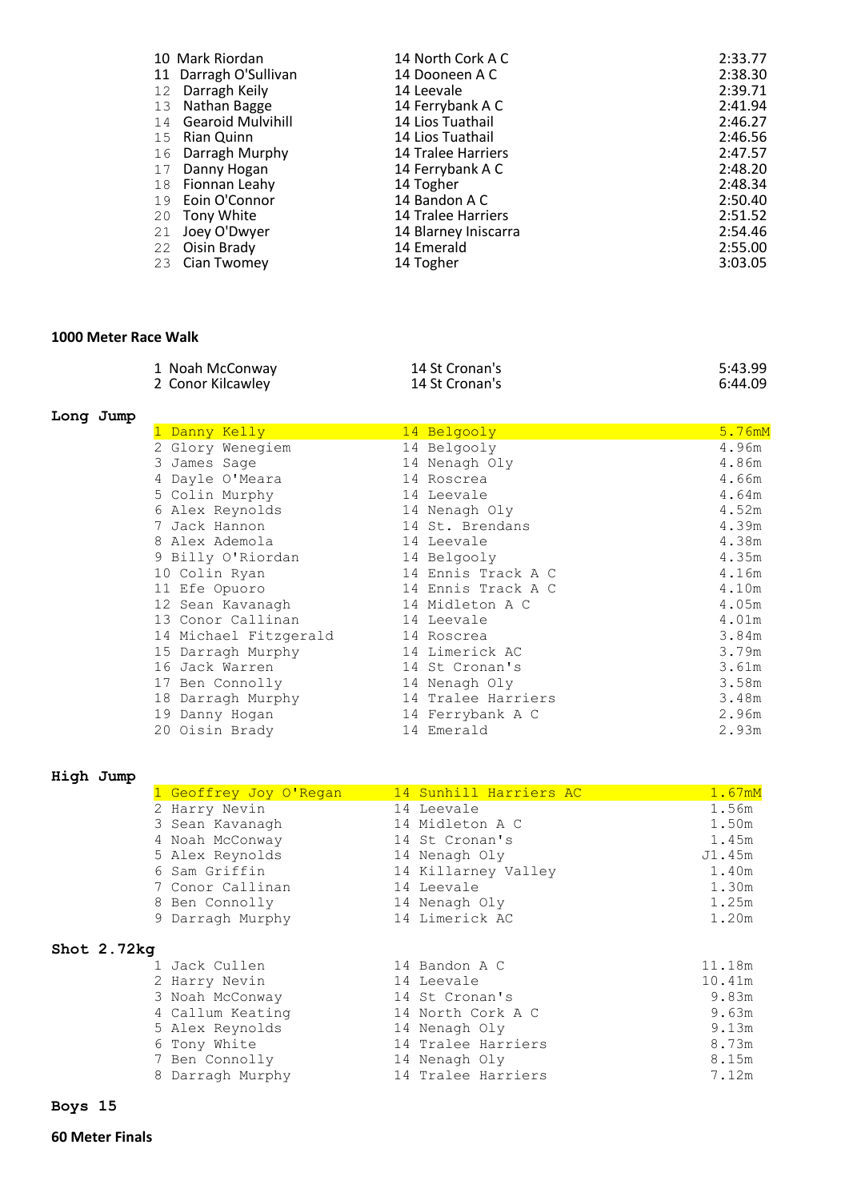| Pos | Name | Age/Club | Result |
|---|---|---|---|
| 10 | Mark Riordan | 14 North Cork A C | 2:33.77 |
| 11 | Darragh O'Sullivan | 14 Dooneen A C | 2:38.30 |
| 12 | Darragh Keily | 14 Leevale | 2:39.71 |
| 13 | Nathan Bagge | 14 Ferrybank A C | 2:41.94 |
| 14 | Gearoid Mulvihill | 14 Lios Tuathail | 2:46.27 |
| 15 | Rian Quinn | 14 Lios Tuathail | 2:46.56 |
| 16 | Darragh Murphy | 14 Tralee Harriers | 2:47.57 |
| 17 | Danny Hogan | 14 Ferrybank A C | 2:48.20 |
| 18 | Fionnan Leahy | 14 Togher | 2:48.34 |
| 19 | Eoin O'Connor | 14 Bandon A C | 2:50.40 |
| 20 | Tony White | 14 Tralee Harriers | 2:51.52 |
| 21 | Joey O'Dwyer | 14 Blarney Iniscarra | 2:54.46 |
| 22 | Oisin Brady | 14 Emerald | 2:55.00 |
| 23 | Cian Twomey | 14 Togher | 3:03.05 |

**1000 Meter Race Walk**

| Pos | Name | Age/Club | Result |
|---|---|---|---|
| 1 | Noah McConway | 14 St Cronan's | 5:43.99 |
| 2 | Conor Kilcawley | 14 St Cronan's | 6:44.09 |

**Long Jump**

| Pos | Name | Age/Club | Result |
|---|---|---|---|
| 1 | Danny Kelly | 14 Belgooly | 5.76mM |
| 2 | Glory Wenegiem | 14 Belgooly | 4.96m |
| 3 | James Sage | 14 Nenagh Oly | 4.86m |
| 4 | Dayle O'Meara | 14 Roscrea | 4.66m |
| 5 | Colin Murphy | 14 Leevale | 4.64m |
| 6 | Alex Reynolds | 14 Nenagh Oly | 4.52m |
| 7 | Jack Hannon | 14 St. Brendans | 4.39m |
| 8 | Alex Ademola | 14 Leevale | 4.38m |
| 9 | Billy O'Riordan | 14 Belgooly | 4.35m |
| 10 | Colin Ryan | 14 Ennis Track A C | 4.16m |
| 11 | Efe Opuoro | 14 Ennis Track A C | 4.10m |
| 12 | Sean Kavanagh | 14 Midleton A C | 4.05m |
| 13 | Conor Callinan | 14 Leevale | 4.01m |
| 14 | Michael Fitzgerald | 14 Roscrea | 3.84m |
| 15 | Darragh Murphy | 14 Limerick AC | 3.79m |
| 16 | Jack Warren | 14 St Cronan's | 3.61m |
| 17 | Ben Connolly | 14 Nenagh Oly | 3.58m |
| 18 | Darragh Murphy | 14 Tralee Harriers | 3.48m |
| 19 | Danny Hogan | 14 Ferrybank A C | 2.96m |
| 20 | Oisin Brady | 14 Emerald | 2.93m |

**High Jump**

| Pos | Name | Age/Club | Result |
|---|---|---|---|
| 1 | Geoffrey Joy O'Regan | 14 Sunhill Harriers AC | 1.67mM |
| 2 | Harry Nevin | 14 Leevale | 1.56m |
| 3 | Sean Kavanagh | 14 Midleton A C | 1.50m |
| 4 | Noah McConway | 14 St Cronan's | 1.45m |
| 5 | Alex Reynolds | 14 Nenagh Oly | J1.45m |
| 6 | Sam Griffin | 14 Killarney Valley | 1.40m |
| 7 | Conor Callinan | 14 Leevale | 1.30m |
| 8 | Ben Connolly | 14 Nenagh Oly | 1.25m |
| 9 | Darragh Murphy | 14 Limerick AC | 1.20m |

**Shot 2.72kg**

| Pos | Name | Age/Club | Result |
|---|---|---|---|
| 1 | Jack Cullen | 14 Bandon A C | 11.18m |
| 2 | Harry Nevin | 14 Leevale | 10.41m |
| 3 | Noah McConway | 14 St Cronan's | 9.83m |
| 4 | Callum Keating | 14 North Cork A C | 9.63m |
| 5 | Alex Reynolds | 14 Nenagh Oly | 9.13m |
| 6 | Tony White | 14 Tralee Harriers | 8.73m |
| 7 | Ben Connolly | 14 Nenagh Oly | 8.15m |
| 8 | Darragh Murphy | 14 Tralee Harriers | 7.12m |

## Boys 15

**60 Meter Finals**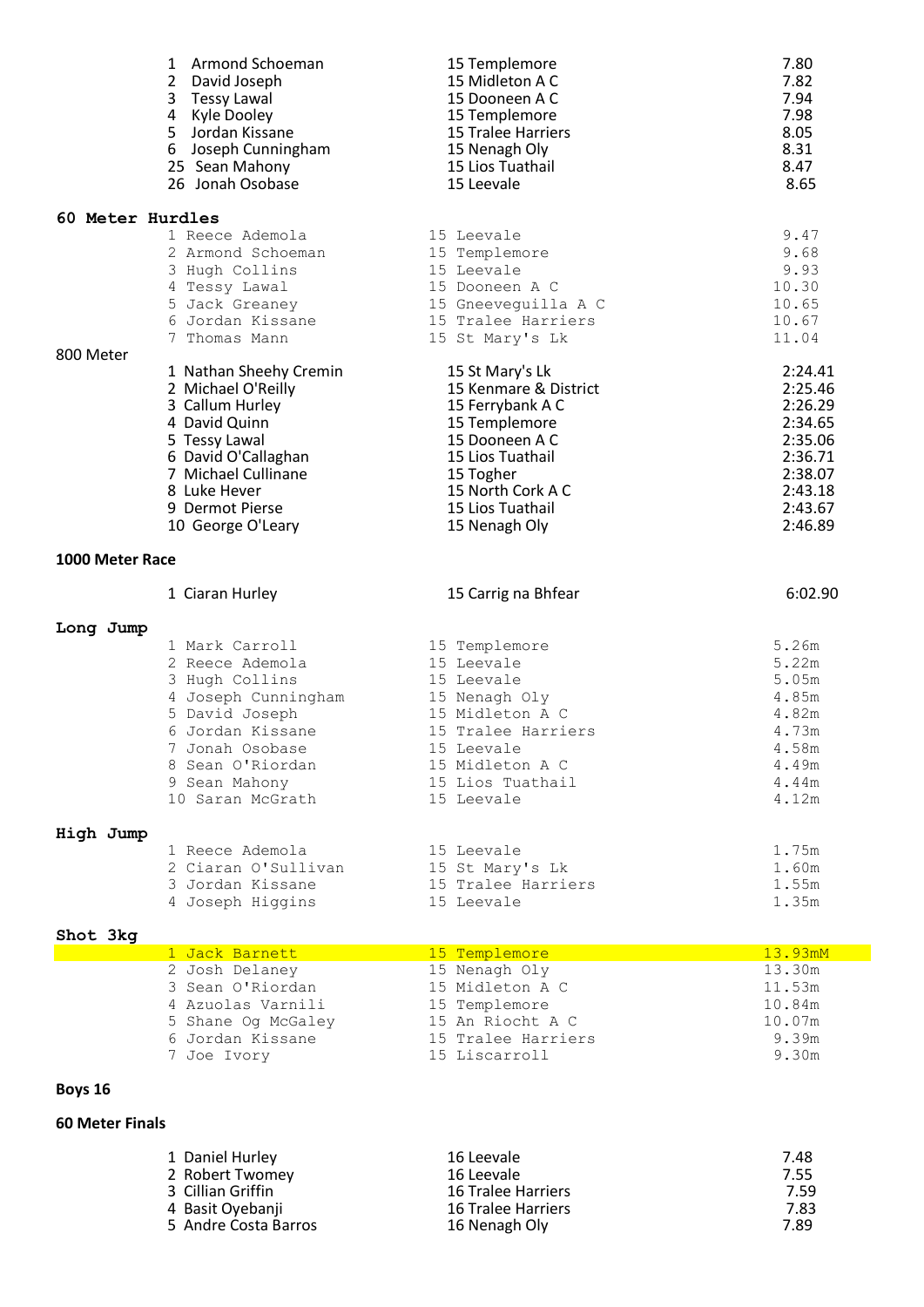| Place | Name | Age/Club | Result |
|---|---|---|---|
| 1 | Armond Schoeman | 15 Templemore | 7.80 |
| 2 | David Joseph | 15 Midleton A C | 7.82 |
| 3 | Tessy Lawal | 15 Dooneen A C | 7.94 |
| 4 | Kyle Dooley | 15 Templemore | 7.98 |
| 5 | Jordan Kissane | 15 Tralee Harriers | 8.05 |
| 6 | Joseph Cunningham | 15 Nenagh Oly | 8.31 |
| 25 | Sean Mahony | 15 Lios Tuathail | 8.47 |
| 26 | Jonah Osobase | 15 Leevale | 8.65 |

**60 Meter Hurdles**

| Place | Name | Age/Club | Result |
|---|---|---|---|
| 1 | Reece Ademola | 15 Leevale | 9.47 |
| 2 | Armond Schoeman | 15 Templemore | 9.68 |
| 3 | Hugh Collins | 15 Leevale | 9.93 |
| 4 | Tessy Lawal | 15 Dooneen A C | 10.30 |
| 5 | Jack Greaney | 15 Gneeveguilla A C | 10.65 |
| 6 | Jordan Kissane | 15 Tralee Harriers | 10.67 |
| 7 | Thomas Mann | 15 St Mary's Lk | 11.04 |

800 Meter

| Place | Name | Age/Club | Result |
|---|---|---|---|
| 1 | Nathan Sheehy Cremin | 15 St Mary's Lk | 2:24.41 |
| 2 | Michael O'Reilly | 15 Kenmare & District | 2:25.46 |
| 3 | Callum Hurley | 15 Ferrybank A C | 2:26.29 |
| 4 | David Quinn | 15 Templemore | 2:34.65 |
| 5 | Tessy Lawal | 15 Dooneen A C | 2:35.06 |
| 6 | David O'Callaghan | 15 Lios Tuathail | 2:36.71 |
| 7 | Michael Cullinane | 15 Togher | 2:38.07 |
| 8 | Luke Hever | 15 North Cork A C | 2:43.18 |
| 9 | Dermot Pierse | 15 Lios Tuathail | 2:43.67 |
| 10 | George O'Leary | 15 Nenagh Oly | 2:46.89 |

**1000 Meter Race**

| Place | Name | Age/Club | Result |
|---|---|---|---|
| 1 | Ciaran Hurley | 15 Carrig na Bhfear | 6:02.90 |

**Long Jump**

| Place | Name | Age/Club | Result |
|---|---|---|---|
| 1 | Mark Carroll | 15 Templemore | 5.26m |
| 2 | Reece Ademola | 15 Leevale | 5.22m |
| 3 | Hugh Collins | 15 Leevale | 5.05m |
| 4 | Joseph Cunningham | 15 Nenagh Oly | 4.85m |
| 5 | David Joseph | 15 Midleton A C | 4.82m |
| 6 | Jordan Kissane | 15 Tralee Harriers | 4.73m |
| 7 | Jonah Osobase | 15 Leevale | 4.58m |
| 8 | Sean O'Riordan | 15 Midleton A C | 4.49m |
| 9 | Sean Mahony | 15 Lios Tuathail | 4.44m |
| 10 | Saran McGrath | 15 Leevale | 4.12m |

**High Jump**

| Place | Name | Age/Club | Result |
|---|---|---|---|
| 1 | Reece Ademola | 15 Leevale | 1.75m |
| 2 | Ciaran O'Sullivan | 15 St Mary's Lk | 1.60m |
| 3 | Jordan Kissane | 15 Tralee Harriers | 1.55m |
| 4 | Joseph Higgins | 15 Leevale | 1.35m |

**Shot 3kg**

| Place | Name | Age/Club | Result |
|---|---|---|---|
| 1 | Jack Barnett | 15 Templemore | 13.93mM |
| 2 | Josh Delaney | 15 Nenagh Oly | 13.30m |
| 3 | Sean O'Riordan | 15 Midleton A C | 11.53m |
| 4 | Azuolas Varnili | 15 Templemore | 10.84m |
| 5 | Shane Og McGaley | 15 An Riocht A C | 10.07m |
| 6 | Jordan Kissane | 15 Tralee Harriers | 9.39m |
| 7 | Joe Ivory | 15 Liscarroll | 9.30m |

## Boys 16

**60 Meter Finals**

| Place | Name | Age/Club | Result |
|---|---|---|---|
| 1 | Daniel Hurley | 16 Leevale | 7.48 |
| 2 | Robert Twomey | 16 Leevale | 7.55 |
| 3 | Cillian Griffin | 16 Tralee Harriers | 7.59 |
| 4 | Basit Oyebanji | 16 Tralee Harriers | 7.83 |
| 5 | Andre Costa Barros | 16 Nenagh Oly | 7.89 |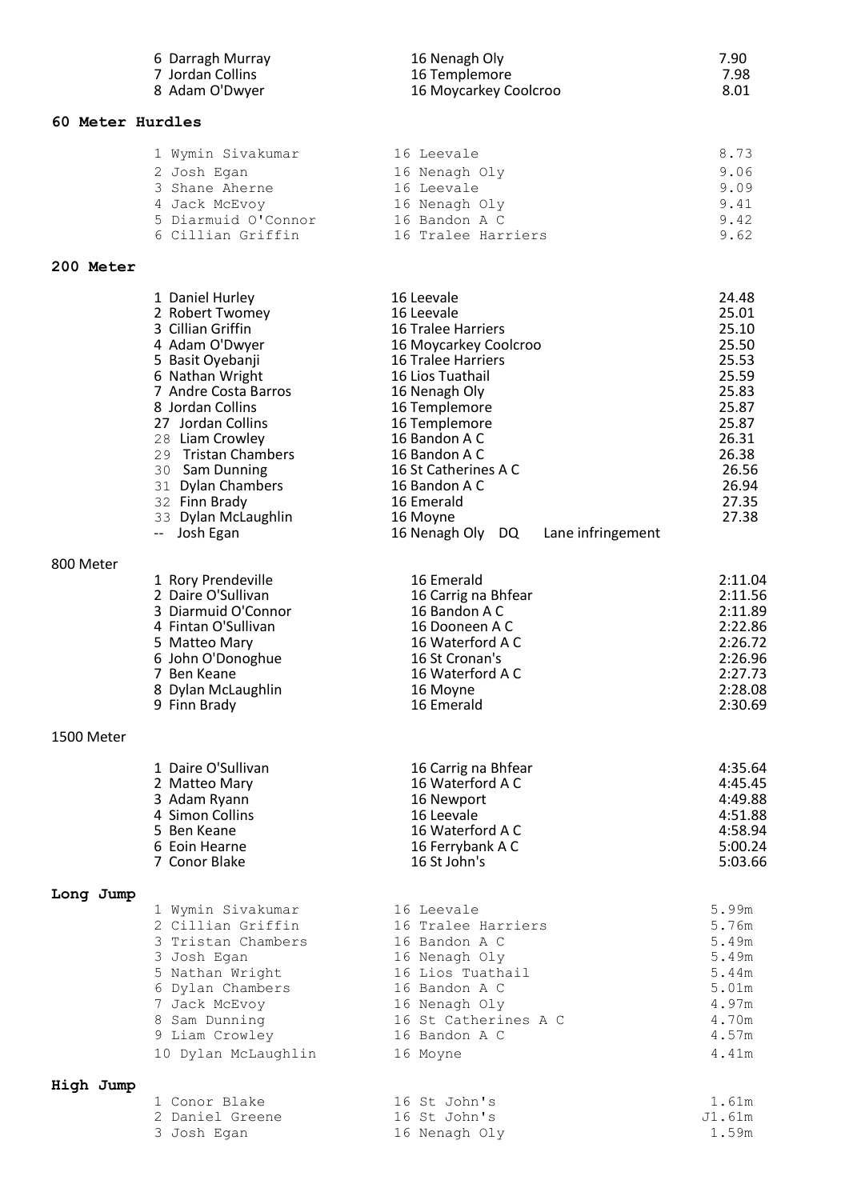| | | |
|---|---|---|
| 6 Darragh Murray | 16 Nenagh Oly | 7.90 |
| 7 Jordan Collins | 16 Templemore | 7.98 |
| 8 Adam O'Dwyer | 16 Moycarkey Coolcroo | 8.01 |

**60 Meter Hurdles**

| | | |
|---|---|---|
| 1 Wymin Sivakumar | 16 Leevale | 8.73 |
| 2 Josh Egan | 16 Nenagh Oly | 9.06 |
| 3 Shane Aherne | 16 Leevale | 9.09 |
| 4 Jack McEvoy | 16 Nenagh Oly | 9.41 |
| 5 Diarmuid O'Connor | 16 Bandon A C | 9.42 |
| 6 Cillian Griffin | 16 Tralee Harriers | 9.62 |

**200 Meter**

| | | |
|---|---|---|
| 1 Daniel Hurley | 16 Leevale | 24.48 |
| 2 Robert Twomey | 16 Leevale | 25.01 |
| 3 Cillian Griffin | 16 Tralee Harriers | 25.10 |
| 4 Adam O'Dwyer | 16 Moycarkey Coolcroo | 25.50 |
| 5 Basit Oyebanji | 16 Tralee Harriers | 25.53 |
| 6 Nathan Wright | 16 Lios Tuathail | 25.59 |
| 7 Andre Costa Barros | 16 Nenagh Oly | 25.83 |
| 8 Jordan Collins | 16 Templemore | 25.87 |
| 27 Jordan Collins | 16 Templemore | 25.87 |
| 28 Liam Crowley | 16 Bandon A C | 26.31 |
| 29 Tristan Chambers | 16 Bandon A C | 26.38 |
| 30 Sam Dunning | 16 St Catherines A C | 26.56 |
| 31 Dylan Chambers | 16 Bandon A C | 26.94 |
| 32 Finn Brady | 16 Emerald | 27.35 |
| 33 Dylan McLaughlin | 16 Moyne | 27.38 |
| -- Josh Egan | 16 Nenagh Oly DQ Lane infringement | |

800 Meter

| | | |
|---|---|---|
| 1 Rory Prendeville | 16 Emerald | 2:11.04 |
| 2 Daire O'Sullivan | 16 Carrig na Bhfear | 2:11.56 |
| 3 Diarmuid O'Connor | 16 Bandon A C | 2:11.89 |
| 4 Fintan O'Sullivan | 16 Dooneen A C | 2:22.86 |
| 5 Matteo Mary | 16 Waterford A C | 2:26.72 |
| 6 John O'Donoghue | 16 St Cronan's | 2:26.96 |
| 7 Ben Keane | 16 Waterford A C | 2:27.73 |
| 8 Dylan McLaughlin | 16 Moyne | 2:28.08 |
| 9 Finn Brady | 16 Emerald | 2:30.69 |

1500 Meter

| | | |
|---|---|---|
| 1 Daire O'Sullivan | 16 Carrig na Bhfear | 4:35.64 |
| 2 Matteo Mary | 16 Waterford A C | 4:45.45 |
| 3 Adam Ryann | 16 Newport | 4:49.88 |
| 4 Simon Collins | 16 Leevale | 4:51.88 |
| 5 Ben Keane | 16 Waterford A C | 4:58.94 |
| 6 Eoin Hearne | 16 Ferrybank A C | 5:00.24 |
| 7 Conor Blake | 16 St John's | 5:03.66 |

**Long Jump**

| | | |
|---|---|---|
| 1 Wymin Sivakumar | 16 Leevale | 5.99m |
| 2 Cillian Griffin | 16 Tralee Harriers | 5.76m |
| 3 Tristan Chambers | 16 Bandon A C | 5.49m |
| 3 Josh Egan | 16 Nenagh Oly | 5.49m |
| 5 Nathan Wright | 16 Lios Tuathail | 5.44m |
| 6 Dylan Chambers | 16 Bandon A C | 5.01m |
| 7 Jack McEvoy | 16 Nenagh Oly | 4.97m |
| 8 Sam Dunning | 16 St Catherines A C | 4.70m |
| 9 Liam Crowley | 16 Bandon A C | 4.57m |
| 10 Dylan McLaughlin | 16 Moyne | 4.41m |

**High Jump**

| | | |
|---|---|---|
| 1 Conor Blake | 16 St John's | 1.61m |
| 2 Daniel Greene | 16 St John's | J1.61m |
| 3 Josh Egan | 16 Nenagh Oly | 1.59m |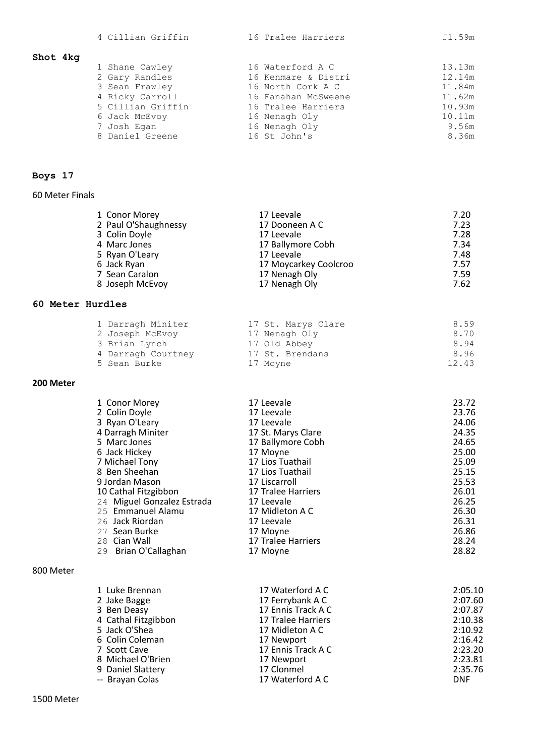| Place | Name | Age/Club | Result |
|---|---|---|---|
| 4 | Cillian Griffin | 16 Tralee Harriers | J1.59m |

**Shot 4kg**

| Place | Name | Age/Club | Result |
|---|---|---|---|
| 1 | Shane Cawley | 16 Waterford A C | 13.13m |
| 2 | Gary Randles | 16 Kenmare & Distri | 12.14m |
| 3 | Sean Frawley | 16 North Cork A C | 11.84m |
| 4 | Ricky Carroll | 16 Fanahan McSweene | 11.62m |
| 5 | Cillian Griffin | 16 Tralee Harriers | 10.93m |
| 6 | Jack McEvoy | 16 Nenagh Oly | 10.11m |
| 7 | Josh Egan | 16 Nenagh Oly | 9.56m |
| 8 | Daniel Greene | 16 St John's | 8.36m |

## Boys 17

60 Meter Finals

| Place | Name | Age/Club | Result |
|---|---|---|---|
| 1 | Conor Morey | 17 Leevale | 7.20 |
| 2 | Paul O'Shaughnessy | 17 Dooneen A C | 7.23 |
| 3 | Colin Doyle | 17 Leevale | 7.28 |
| 4 | Marc Jones | 17 Ballymore Cobh | 7.34 |
| 5 | Ryan O'Leary | 17 Leevale | 7.48 |
| 6 | Jack Ryan | 17 Moycarkey Coolcroo | 7.57 |
| 7 | Sean Caralon | 17 Nenagh Oly | 7.59 |
| 8 | Joseph McEvoy | 17 Nenagh Oly | 7.62 |

**60 Meter Hurdles**

| Place | Name | Age/Club | Result |
|---|---|---|---|
| 1 | Darragh Miniter | 17 St. Marys Clare | 8.59 |
| 2 | Joseph McEvoy | 17 Nenagh Oly | 8.70 |
| 3 | Brian Lynch | 17 Old Abbey | 8.94 |
| 4 | Darragh Courtney | 17 St. Brendans | 8.96 |
| 5 | Sean Burke | 17 Moyne | 12.43 |

**200 Meter**

| Place | Name | Age/Club | Result |
|---|---|---|---|
| 1 | Conor Morey | 17 Leevale | 23.72 |
| 2 | Colin Doyle | 17 Leevale | 23.76 |
| 3 | Ryan O'Leary | 17 Leevale | 24.06 |
| 4 | Darragh Miniter | 17 St. Marys Clare | 24.35 |
| 5 | Marc Jones | 17 Ballymore Cobh | 24.65 |
| 6 | Jack Hickey | 17 Moyne | 25.00 |
| 7 | Michael Tony | 17 Lios Tuathail | 25.09 |
| 8 | Ben Sheehan | 17 Lios Tuathail | 25.15 |
| 9 | Jordan Mason | 17 Liscarroll | 25.53 |
| 10 | Cathal Fitzgibbon | 17 Tralee Harriers | 26.01 |
| 24 | Miguel Gonzalez Estrada | 17 Leevale | 26.25 |
| 25 | Emmanuel Alamu | 17 Midleton A C | 26.30 |
| 26 | Jack Riordan | 17 Leevale | 26.31 |
| 27 | Sean Burke | 17 Moyne | 26.86 |
| 28 | Cian Wall | 17 Tralee Harriers | 28.24 |
| 29 | Brian O'Callaghan | 17 Moyne | 28.82 |

800 Meter

| Place | Name | Age/Club | Result |
|---|---|---|---|
| 1 | Luke Brennan | 17 Waterford A C | 2:05.10 |
| 2 | Jake Bagge | 17 Ferrybank A C | 2:07.60 |
| 3 | Ben Deasy | 17 Ennis Track A C | 2:07.87 |
| 4 | Cathal Fitzgibbon | 17 Tralee Harriers | 2:10.38 |
| 5 | Jack O'Shea | 17 Midleton A C | 2:10.92 |
| 6 | Colin Coleman | 17 Newport | 2:16.42 |
| 7 | Scott Cave | 17 Ennis Track A C | 2:23.20 |
| 8 | Michael O'Brien | 17 Newport | 2:23.81 |
| 9 | Daniel Slattery | 17 Clonmel | 2:35.76 |
| -- | Brayan Colas | 17 Waterford A C | DNF |

1500 Meter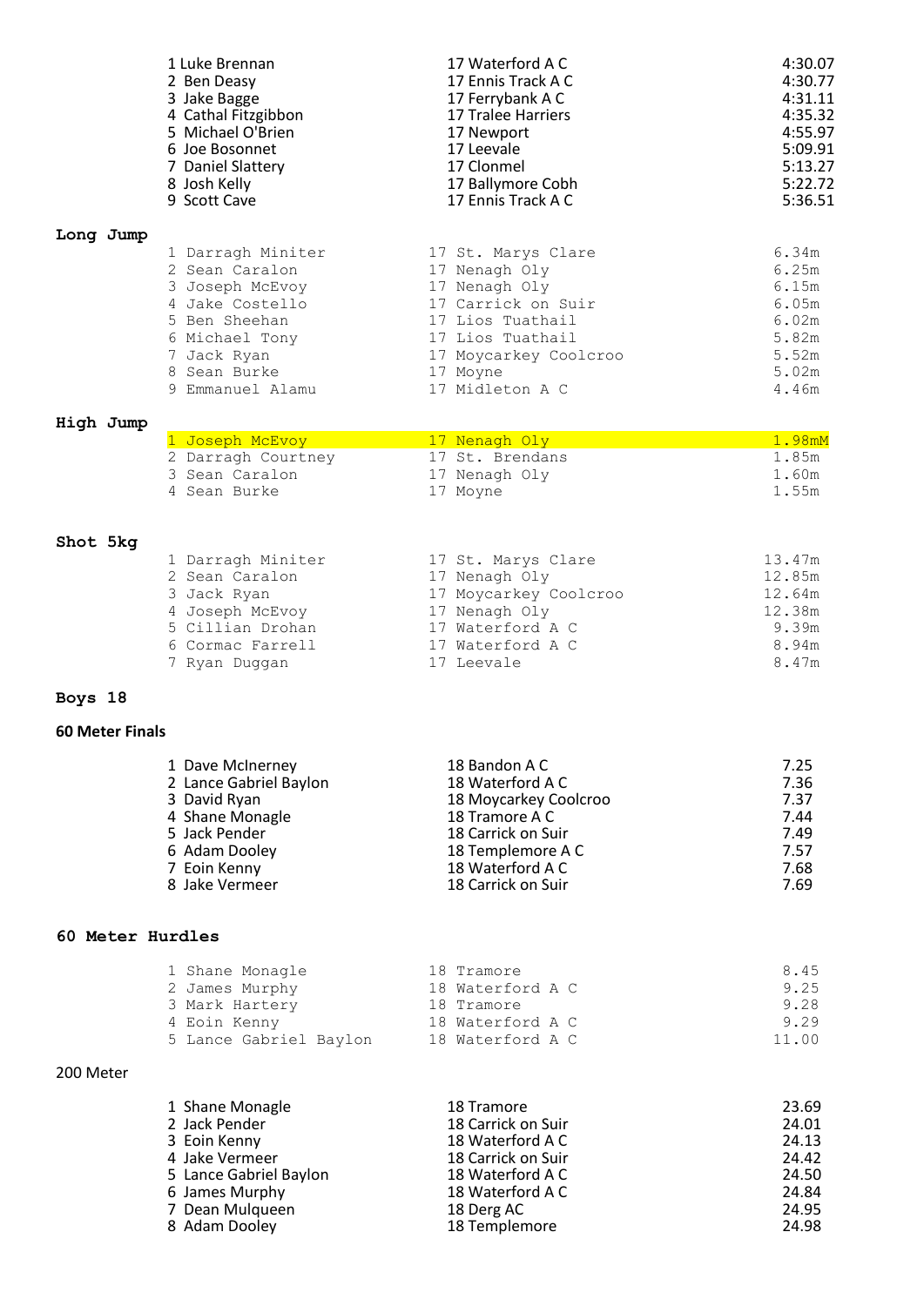| | | |
|---|---|---|
| 1 Luke Brennan | 17 Waterford A C | 4:30.07 |
| 2 Ben Deasy | 17 Ennis Track A C | 4:30.77 |
| 3 Jake Bagge | 17 Ferrybank A C | 4:31.11 |
| 4 Cathal Fitzgibbon | 17 Tralee Harriers | 4:35.32 |
| 5 Michael O'Brien | 17 Newport | 4:55.97 |
| 6 Joe Bosonnet | 17 Leevale | 5:09.91 |
| 7 Daniel Slattery | 17 Clonmel | 5:13.27 |
| 8 Josh Kelly | 17 Ballymore Cobh | 5:22.72 |
| 9 Scott Cave | 17 Ennis Track A C | 5:36.51 |

**Long Jump**

| | | |
|---|---|---|
| 1 Darragh Miniter | 17 St. Marys Clare | 6.34m |
| 2 Sean Caralon | 17 Nenagh Oly | 6.25m |
| 3 Joseph McEvoy | 17 Nenagh Oly | 6.15m |
| 4 Jake Costello | 17 Carrick on Suir | 6.05m |
| 5 Ben Sheehan | 17 Lios Tuathail | 6.02m |
| 6 Michael Tony | 17 Lios Tuathail | 5.82m |
| 7 Jack Ryan | 17 Moycarkey Coolcroo | 5.52m |
| 8 Sean Burke | 17 Moyne | 5.02m |
| 9 Emmanuel Alamu | 17 Midleton A C | 4.46m |

**High Jump**

| | | |
|---|---|---|
| 1 Joseph McEvoy | 17 Nenagh Oly | 1.98mM |
| 2 Darragh Courtney | 17 St. Brendans | 1.85m |
| 3 Sean Caralon | 17 Nenagh Oly | 1.60m |
| 4 Sean Burke | 17 Moyne | 1.55m |

**Shot 5kg**

| | | |
|---|---|---|
| 1 Darragh Miniter | 17 St. Marys Clare | 13.47m |
| 2 Sean Caralon | 17 Nenagh Oly | 12.85m |
| 3 Jack Ryan | 17 Moycarkey Coolcroo | 12.64m |
| 4 Joseph McEvoy | 17 Nenagh Oly | 12.38m |
| 5 Cillian Drohan | 17 Waterford A C | 9.39m |
| 6 Cormac Farrell | 17 Waterford A C | 8.94m |
| 7 Ryan Duggan | 17 Leevale | 8.47m |

## Boys 18

**60 Meter Finals**

| | | |
|---|---|---|
| 1 Dave McInerney | 18 Bandon A C | 7.25 |
| 2 Lance Gabriel Baylon | 18 Waterford A C | 7.36 |
| 3 David Ryan | 18 Moycarkey Coolcroo | 7.37 |
| 4 Shane Monagle | 18 Tramore A C | 7.44 |
| 5 Jack Pender | 18 Carrick on Suir | 7.49 |
| 6 Adam Dooley | 18 Templemore A C | 7.57 |
| 7 Eoin Kenny | 18 Waterford A C | 7.68 |
| 8 Jake Vermeer | 18 Carrick on Suir | 7.69 |

**60 Meter Hurdles**

| | | |
|---|---|---|
| 1 Shane Monagle | 18 Tramore | 8.45 |
| 2 James Murphy | 18 Waterford A C | 9.25 |
| 3 Mark Hartery | 18 Tramore | 9.28 |
| 4 Eoin Kenny | 18 Waterford A C | 9.29 |
| 5 Lance Gabriel Baylon | 18 Waterford A C | 11.00 |

200 Meter

| | | |
|---|---|---|
| 1 Shane Monagle | 18 Tramore | 23.69 |
| 2 Jack Pender | 18 Carrick on Suir | 24.01 |
| 3 Eoin Kenny | 18 Waterford A C | 24.13 |
| 4 Jake Vermeer | 18 Carrick on Suir | 24.42 |
| 5 Lance Gabriel Baylon | 18 Waterford A C | 24.50 |
| 6 James Murphy | 18 Waterford A C | 24.84 |
| 7 Dean Mulqueen | 18 Derg AC | 24.95 |
| 8 Adam Dooley | 18 Templemore | 24.98 |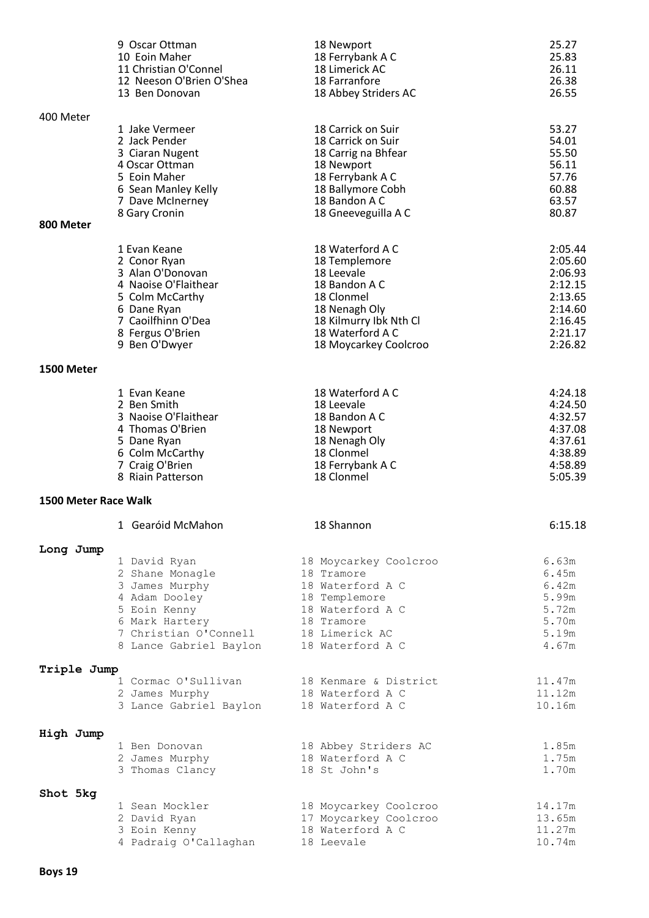| | | |
|---|---|---|
| 9 Oscar Ottman | 18 Newport | 25.27 |
| 10 Eoin Maher | 18 Ferrybank A C | 25.83 |
| 11 Christian O'Connel | 18 Limerick AC | 26.11 |
| 12 Neeson O'Brien O'Shea | 18 Farranfore | 26.38 |
| 13 Ben Donovan | 18 Abbey Striders AC | 26.55 |

400 Meter

| | | |
|---|---|---|
| 1 Jake Vermeer | 18 Carrick on Suir | 53.27 |
| 2 Jack Pender | 18 Carrick on Suir | 54.01 |
| 3 Ciaran Nugent | 18 Carrig na Bhfear | 55.50 |
| 4 Oscar Ottman | 18 Newport | 56.11 |
| 5 Eoin Maher | 18 Ferrybank A C | 57.76 |
| 6 Sean Manley Kelly | 18 Ballymore Cobh | 60.88 |
| 7 Dave McInerney | 18 Bandon A C | 63.57 |
| 8 Gary Cronin | 18 Gneeveguilla A C | 80.87 |

**800 Meter**

| | | |
|---|---|---|
| 1 Evan Keane | 18 Waterford A C | 2:05.44 |
| 2 Conor Ryan | 18 Templemore | 2:05.60 |
| 3 Alan O'Donovan | 18 Leevale | 2:06.93 |
| 4 Naoise O'Flaithear | 18 Bandon A C | 2:12.15 |
| 5 Colm McCarthy | 18 Clonmel | 2:13.65 |
| 6 Dane Ryan | 18 Nenagh Oly | 2:14.60 |
| 7 Caoilfhinn O'Dea | 18 Kilmurry Ibk Nth Cl | 2:16.45 |
| 8 Fergus O'Brien | 18 Waterford A C | 2:21.17 |
| 9 Ben O'Dwyer | 18 Moycarkey Coolcroo | 2:26.82 |

**1500 Meter**

| | | |
|---|---|---|
| 1 Evan Keane | 18 Waterford A C | 4:24.18 |
| 2 Ben Smith | 18 Leevale | 4:24.50 |
| 3 Naoise O'Flaithear | 18 Bandon A C | 4:32.57 |
| 4 Thomas O'Brien | 18 Newport | 4:37.08 |
| 5 Dane Ryan | 18 Nenagh Oly | 4:37.61 |
| 6 Colm McCarthy | 18 Clonmel | 4:38.89 |
| 7 Craig O'Brien | 18 Ferrybank A C | 4:58.89 |
| 8 Riain Patterson | 18 Clonmel | 5:05.39 |

**1500 Meter Race Walk**

| | | |
|---|---|---|
| 1 Gearóid McMahon | 18 Shannon | 6:15.18 |

**Long Jump**

| | | |
|---|---|---|
| 1 David Ryan | 18 Moycarkey Coolcroo | 6.63m |
| 2 Shane Monagle | 18 Tramore | 6.45m |
| 3 James Murphy | 18 Waterford A C | 6.42m |
| 4 Adam Dooley | 18 Templemore | 5.99m |
| 5 Eoin Kenny | 18 Waterford A C | 5.72m |
| 6 Mark Hartery | 18 Tramore | 5.70m |
| 7 Christian O'Connell | 18 Limerick AC | 5.19m |
| 8 Lance Gabriel Baylon | 18 Waterford A C | 4.67m |

**Triple Jump**

| | | |
|---|---|---|
| 1 Cormac O'Sullivan | 18 Kenmare & District | 11.47m |
| 2 James Murphy | 18 Waterford A C | 11.12m |
| 3 Lance Gabriel Baylon | 18 Waterford A C | 10.16m |

**High Jump**

| | | |
|---|---|---|
| 1 Ben Donovan | 18 Abbey Striders AC | 1.85m |
| 2 James Murphy | 18 Waterford A C | 1.75m |
| 3 Thomas Clancy | 18 St John's | 1.70m |

**Shot 5kg**

| | | |
|---|---|---|
| 1 Sean Mockler | 18 Moycarkey Coolcroo | 14.17m |
| 2 David Ryan | 17 Moycarkey Coolcroo | 13.65m |
| 3 Eoin Kenny | 18 Waterford A C | 11.27m |
| 4 Padraig O'Callaghan | 18 Leevale | 10.74m |

**Boys 19**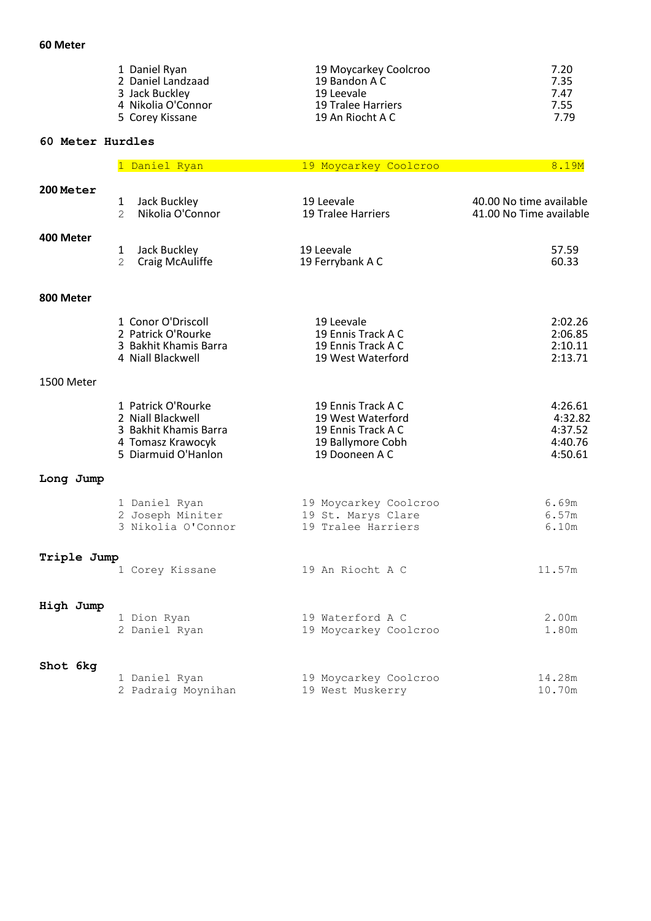**60 Meter**

| | | |
|---|---|---|
| 1 Daniel Ryan | 19 Moycarkey Coolcroo | 7.20 |
| 2 Daniel Landzaad | 19 Bandon A C | 7.35 |
| 3 Jack Buckley | 19 Leevale | 7.47 |
| 4 Nikolia O'Connor | 19 Tralee Harriers | 7.55 |
| 5 Corey Kissane | 19 An Riocht A C | 7.79 |

**60 Meter Hurdles**

| | | |
|---|---|---|
| 1 Daniel Ryan | 19 Moycarkey Coolcroo | 8.19M |

**200 Meter**

| | | |
|---|---|---|
| 1 Jack Buckley | 19 Leevale | 40.00 No time available |
| 2 Nikolia O'Connor | 19 Tralee Harriers | 41.00 No Time available |

**400 Meter**

| | | |
|---|---|---|
| 1 Jack Buckley | 19 Leevale | 57.59 |
| 2 Craig McAuliffe | 19 Ferrybank A C | 60.33 |

**800 Meter**

| | | |
|---|---|---|
| 1 Conor O'Driscoll | 19 Leevale | 2:02.26 |
| 2 Patrick O'Rourke | 19 Ennis Track A C | 2:06.85 |
| 3 Bakhit Khamis Barra | 19 Ennis Track A C | 2:10.11 |
| 4 Niall Blackwell | 19 West Waterford | 2:13.71 |

1500 Meter

| | | |
|---|---|---|
| 1 Patrick O'Rourke | 19 Ennis Track A C | 4:26.61 |
| 2 Niall Blackwell | 19 West Waterford | 4:32.82 |
| 3 Bakhit Khamis Barra | 19 Ennis Track A C | 4:37.52 |
| 4 Tomasz Krawocyk | 19 Ballymore Cobh | 4:40.76 |
| 5 Diarmuid O'Hanlon | 19 Dooneen A C | 4:50.61 |

**Long Jump**

| | | |
|---|---|---|
| 1 Daniel Ryan | 19 Moycarkey Coolcroo | 6.69m |
| 2 Joseph Miniter | 19 St. Marys Clare | 6.57m |
| 3 Nikolia O'Connor | 19 Tralee Harriers | 6.10m |

**Triple Jump**

| | | |
|---|---|---|
| 1 Corey Kissane | 19 An Riocht A C | 11.57m |

**High Jump**

| | | |
|---|---|---|
| 1 Dion Ryan | 19 Waterford A C | 2.00m |
| 2 Daniel Ryan | 19 Moycarkey Coolcroo | 1.80m |

**Shot 6kg**

| | | |
|---|---|---|
| 1 Daniel Ryan | 19 Moycarkey Coolcroo | 14.28m |
| 2 Padraig Moynihan | 19 West Muskerry | 10.70m |